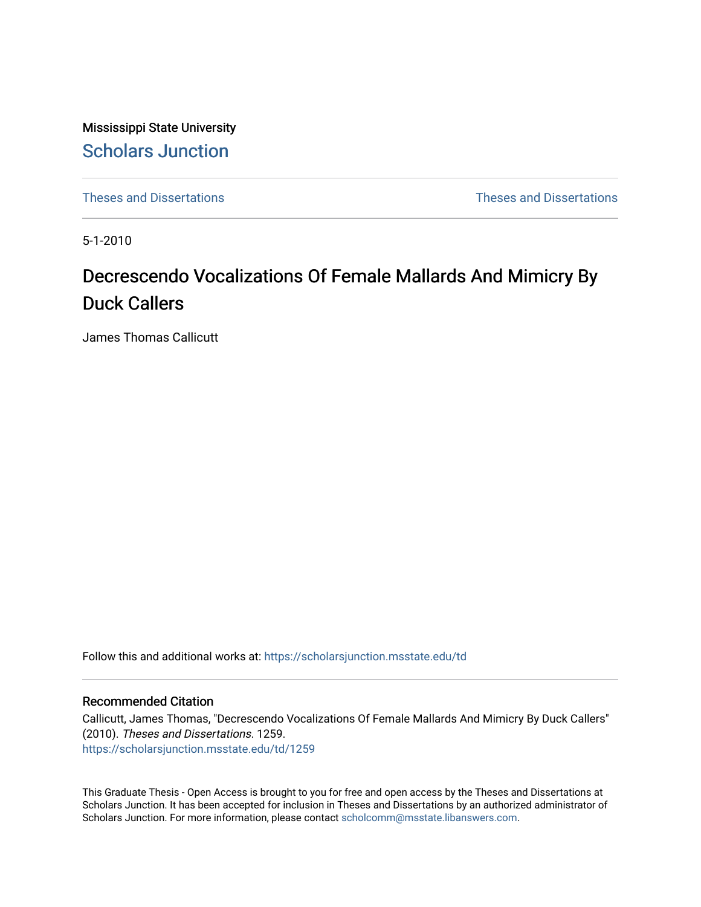Mississippi State University

# Scholars Junction

Theses and Dissertations | Theses and Dissertations

5-1-2010

# Decrescendo Vocalizations Of Female Mallards And Mimicry By Duck Callers

James Thomas Callicutt

Follow this and additional works at: https://scholarsjunction.msstate.edu/td

## Recommended Citation

Callicutt, James Thomas, "Decrescendo Vocalizations Of Female Mallards And Mimicry By Duck Callers" (2010). *Theses and Dissertations*. 1259.
https://scholarsjunction.msstate.edu/td/1259

This Graduate Thesis - Open Access is brought to you for free and open access by the Theses and Dissertations at Scholars Junction. It has been accepted for inclusion in Theses and Dissertations by an authorized administrator of Scholars Junction. For more information, please contact scholcomm@msstate.libanswers.com.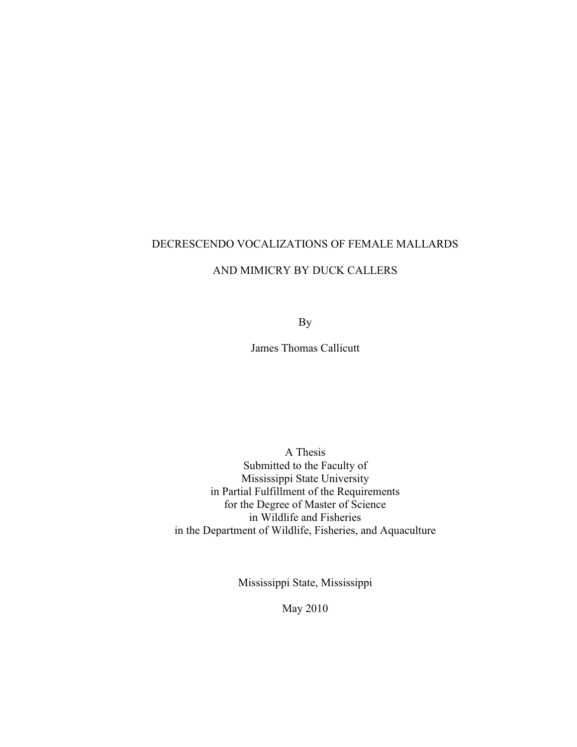DECRESCENDO VOCALIZATIONS OF FEMALE MALLARDS

AND MIMICRY BY DUCK CALLERS

By

James Thomas Callicutt

A Thesis
Submitted to the Faculty of
Mississippi State University
in Partial Fulfillment of the Requirements
for the Degree of Master of Science
in Wildlife and Fisheries
in the Department of Wildlife, Fisheries, and Aquaculture

Mississippi State, Mississippi

May 2010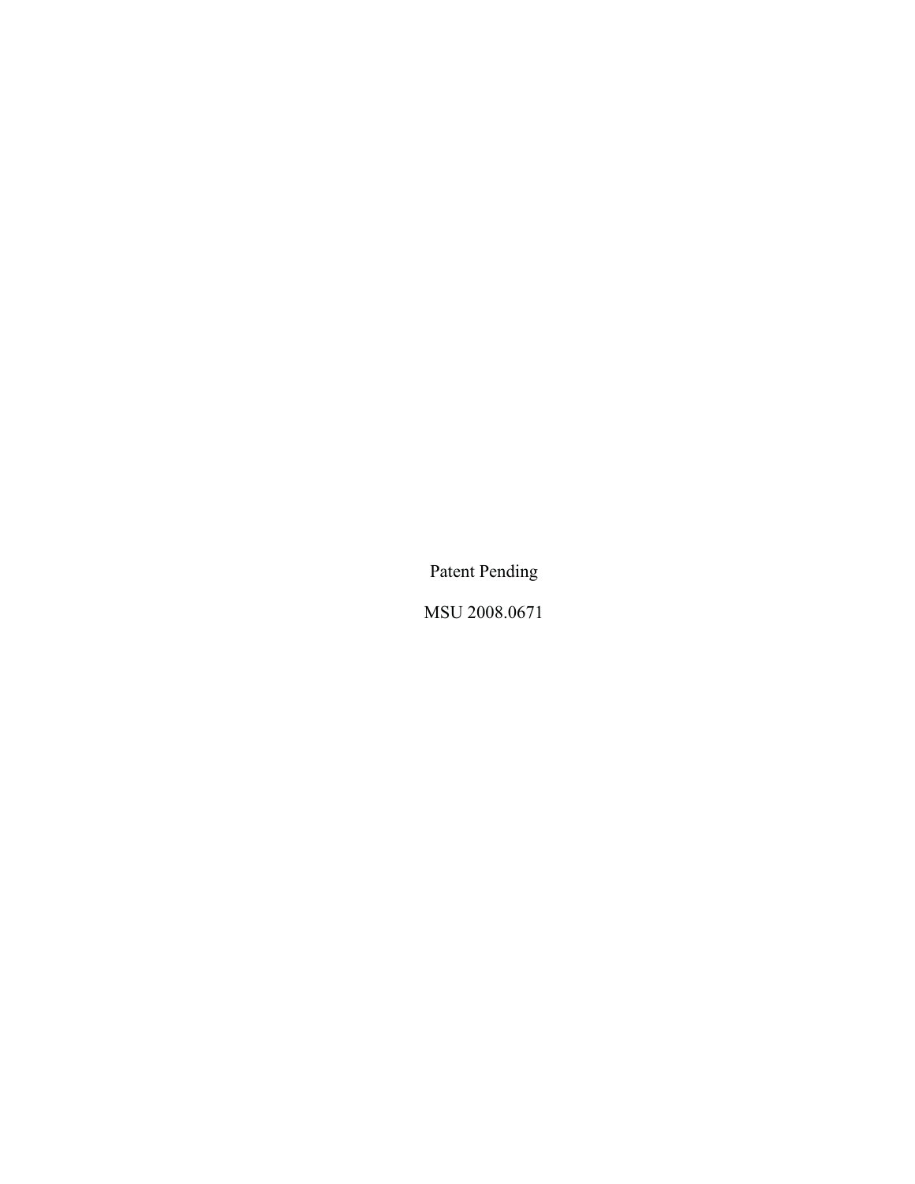Patent Pending

MSU 2008.0671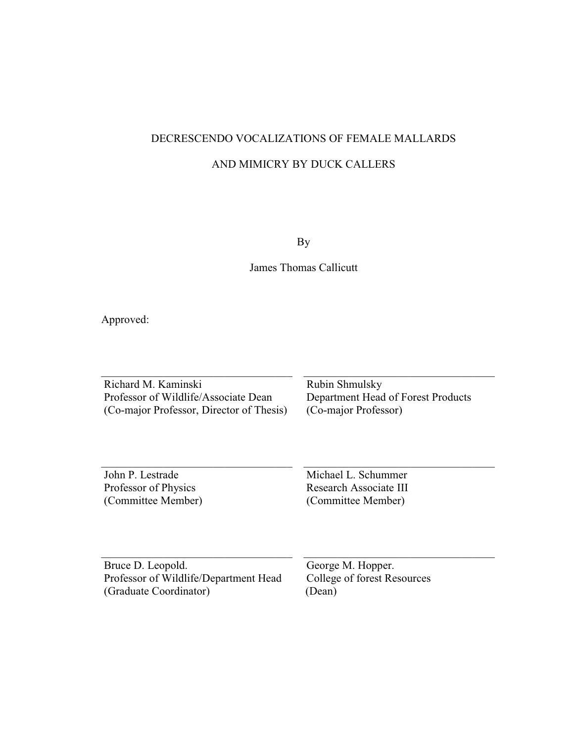DECRESCENDO VOCALIZATIONS OF FEMALE MALLARDS

AND MIMICRY BY DUCK CALLERS

By

James Thomas Callicutt

Approved:

| | |
|---|---|
| Richard M. Kaminski<br>Professor of Wildlife/Associate Dean<br>(Co-major Professor, Director of Thesis) | Rubin Shmulsky<br>Department Head of Forest Products<br>(Co-major Professor) |
| John P. Lestrade<br>Professor of Physics<br>(Committee Member) | Michael L. Schummer<br>Research Associate III<br>(Committee Member) |
| Bruce D. Leopold.<br>Professor of Wildlife/Department Head<br>(Graduate Coordinator) | George M. Hopper.<br>College of forest Resources<br>(Dean) |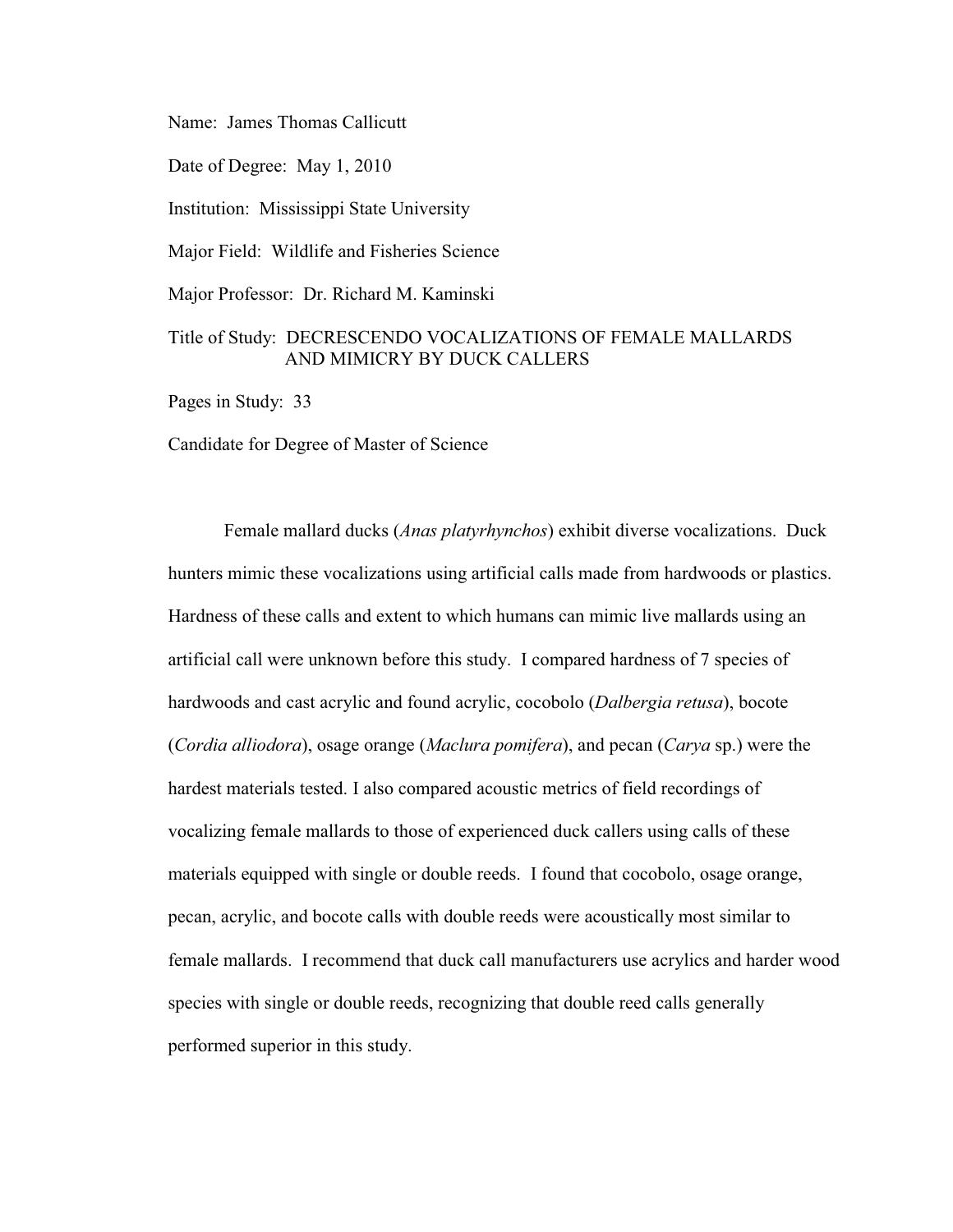Name: James Thomas Callicutt

Date of Degree: May 1, 2010

Institution: Mississippi State University

Major Field: Wildlife and Fisheries Science

Major Professor: Dr. Richard M. Kaminski

Title of Study: DECRESCENDO VOCALIZATIONS OF FEMALE MALLARDS AND MIMICRY BY DUCK CALLERS

Pages in Study: 33

Candidate for Degree of Master of Science

Female mallard ducks (*Anas platyrhynchos*) exhibit diverse vocalizations. Duck hunters mimic these vocalizations using artificial calls made from hardwoods or plastics. Hardness of these calls and extent to which humans can mimic live mallards using an artificial call were unknown before this study. I compared hardness of 7 species of hardwoods and cast acrylic and found acrylic, cocobolo (*Dalbergia retusa*), bocote (*Cordia alliodora*), osage orange (*Maclura pomifera*), and pecan (*Carya* sp.) were the hardest materials tested. I also compared acoustic metrics of field recordings of vocalizing female mallards to those of experienced duck callers using calls of these materials equipped with single or double reeds. I found that cocobolo, osage orange, pecan, acrylic, and bocote calls with double reeds were acoustically most similar to female mallards. I recommend that duck call manufacturers use acrylics and harder wood species with single or double reeds, recognizing that double reed calls generally performed superior in this study.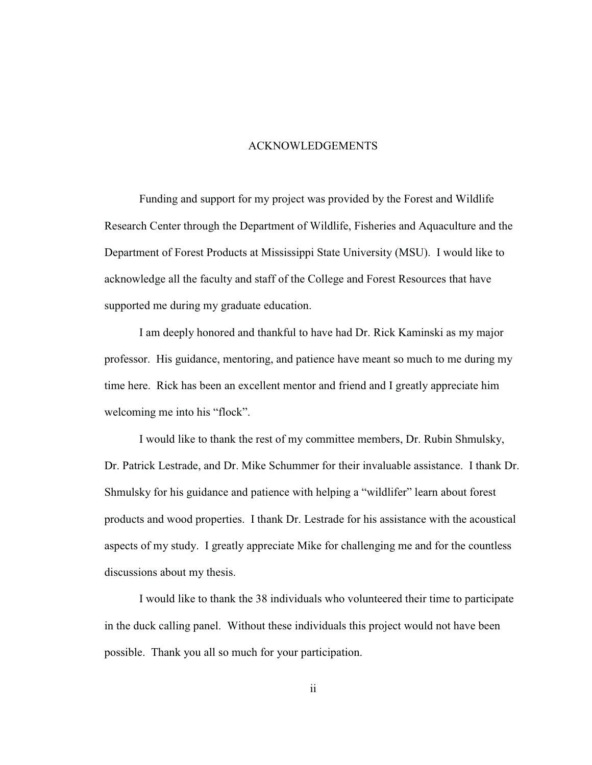# ACKNOWLEDGEMENTS

Funding and support for my project was provided by the Forest and Wildlife Research Center through the Department of Wildlife, Fisheries and Aquaculture and the Department of Forest Products at Mississippi State University (MSU). I would like to acknowledge all the faculty and staff of the College and Forest Resources that have supported me during my graduate education.

I am deeply honored and thankful to have had Dr. Rick Kaminski as my major professor. His guidance, mentoring, and patience have meant so much to me during my time here. Rick has been an excellent mentor and friend and I greatly appreciate him welcoming me into his "flock".

I would like to thank the rest of my committee members, Dr. Rubin Shmulsky, Dr. Patrick Lestrade, and Dr. Mike Schummer for their invaluable assistance. I thank Dr. Shmulsky for his guidance and patience with helping a "wildlifer" learn about forest products and wood properties. I thank Dr. Lestrade for his assistance with the acoustical aspects of my study. I greatly appreciate Mike for challenging me and for the countless discussions about my thesis.

I would like to thank the 38 individuals who volunteered their time to participate in the duck calling panel. Without these individuals this project would not have been possible. Thank you all so much for your participation.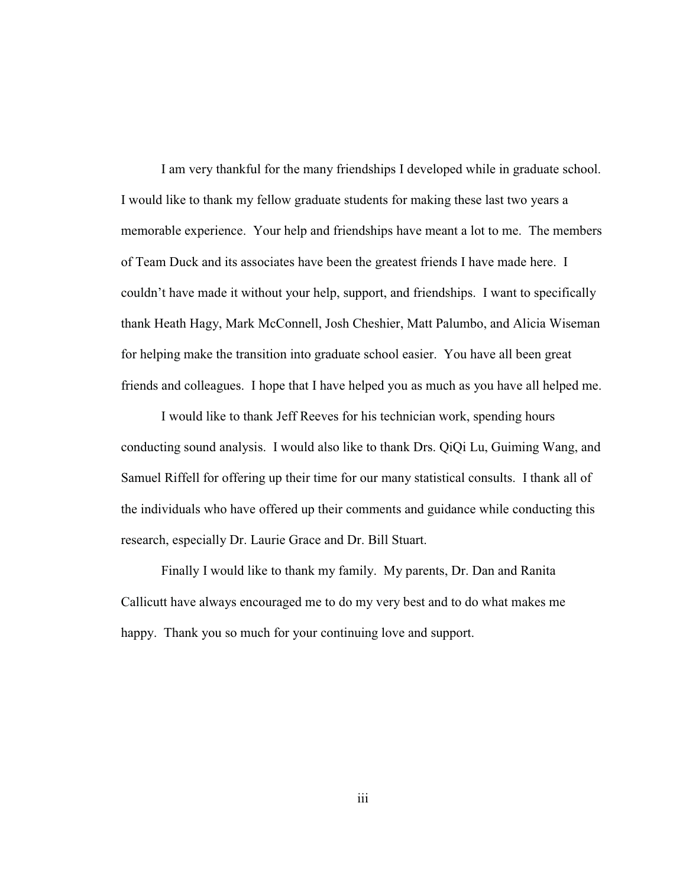I am very thankful for the many friendships I developed while in graduate school. I would like to thank my fellow graduate students for making these last two years a memorable experience. Your help and friendships have meant a lot to me. The members of Team Duck and its associates have been the greatest friends I have made here. I couldn't have made it without your help, support, and friendships. I want to specifically thank Heath Hagy, Mark McConnell, Josh Cheshier, Matt Palumbo, and Alicia Wiseman for helping make the transition into graduate school easier. You have all been great friends and colleagues. I hope that I have helped you as much as you have all helped me.

I would like to thank Jeff Reeves for his technician work, spending hours conducting sound analysis. I would also like to thank Drs. QiQi Lu, Guiming Wang, and Samuel Riffell for offering up their time for our many statistical consults. I thank all of the individuals who have offered up their comments and guidance while conducting this research, especially Dr. Laurie Grace and Dr. Bill Stuart.

Finally I would like to thank my family. My parents, Dr. Dan and Ranita Callicutt have always encouraged me to do my very best and to do what makes me happy. Thank you so much for your continuing love and support.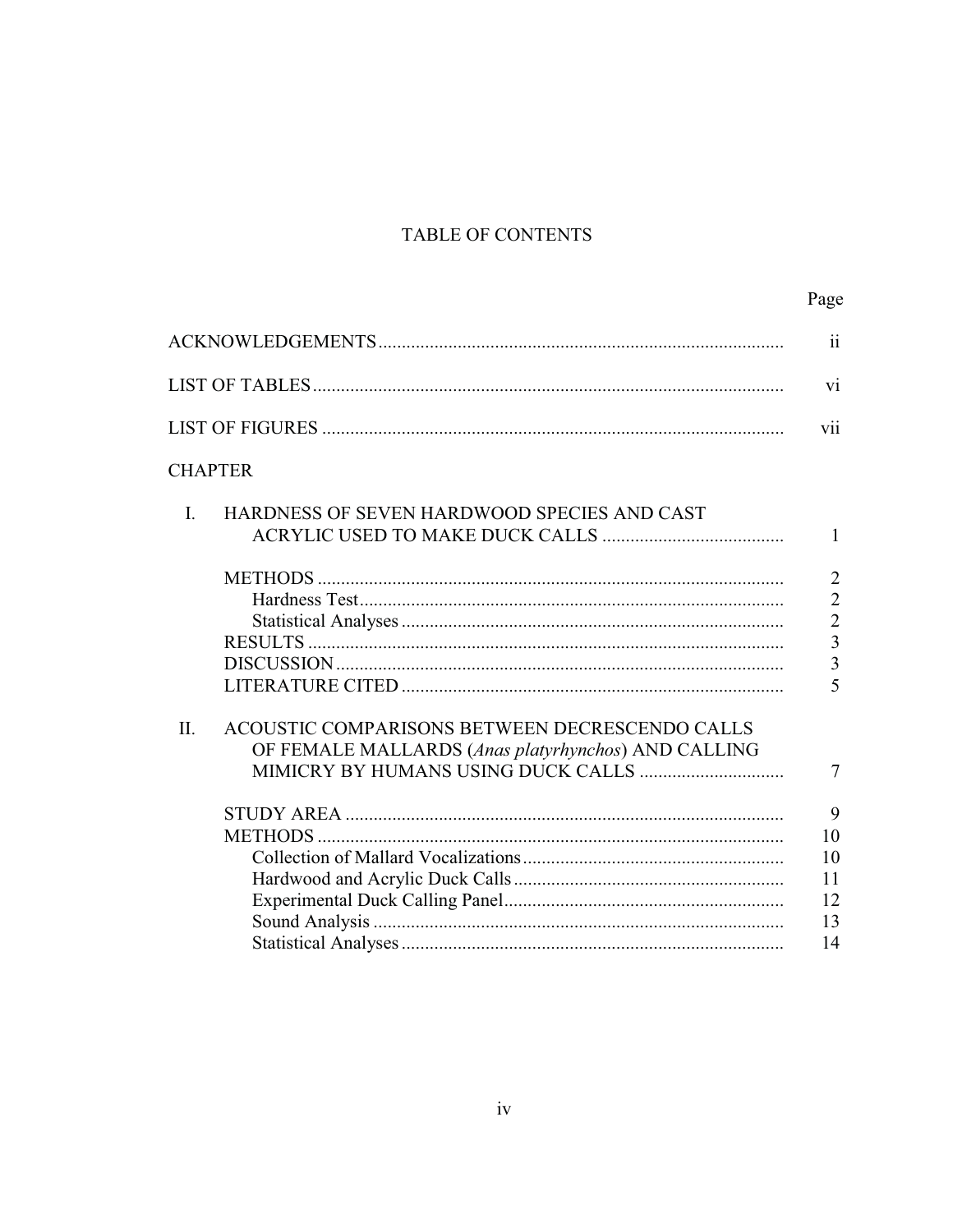# TABLE OF CONTENTS

| | Page |
|---|---|
| ACKNOWLEDGEMENTS | ii |
| LIST OF TABLES | vi |
| LIST OF FIGURES | vii |

CHAPTER

| | | Page |
|---|---|---|
| I. | HARDNESS OF SEVEN HARDWOOD SPECIES AND CAST ACRYLIC USED TO MAKE DUCK CALLS | 1 |
| | METHODS | 2 |
| | Hardness Test | 2 |
| | Statistical Analyses | 2 |
| | RESULTS | 3 |
| | DISCUSSION | 3 |
| | LITERATURE CITED | 5 |
| II. | ACOUSTIC COMPARISONS BETWEEN DECRESCENDO CALLS OF FEMALE MALLARDS (*Anas platyrhynchos*) AND CALLING MIMICRY BY HUMANS USING DUCK CALLS | 7 |
| | STUDY AREA | 9 |
| | METHODS | 10 |
| | Collection of Mallard Vocalizations | 10 |
| | Hardwood and Acrylic Duck Calls | 11 |
| | Experimental Duck Calling Panel | 12 |
| | Sound Analysis | 13 |
| | Statistical Analyses | 14 |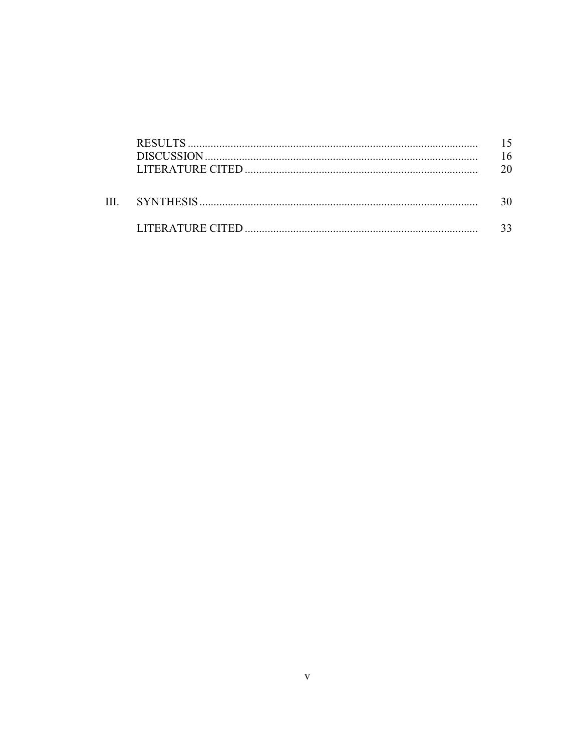| | | |
|---|---|---|
| | RESULTS | 15 |
| | DISCUSSION | 16 |
| | LITERATURE CITED | 20 |
| III. | SYNTHESIS | 30 |
| | LITERATURE CITED | 33 |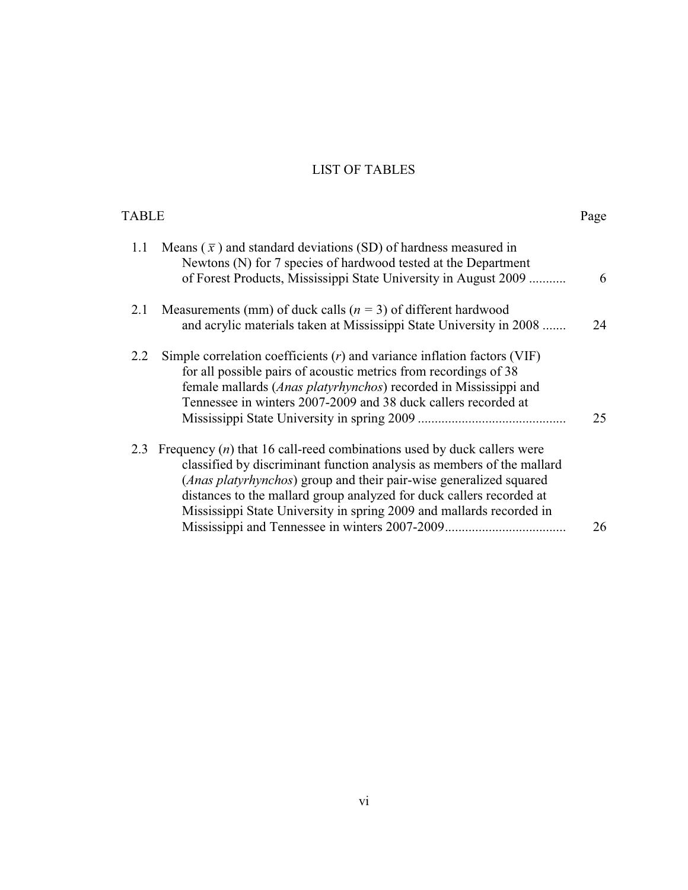# LIST OF TABLES

| TABLE | | Page |
|---|---|---|
| 1.1 | Means ( $\bar{x}$ ) and standard deviations (SD) of hardness measured in Newtons (N) for 7 species of hardwood tested at the Department of Forest Products, Mississippi State University in August 2009 | 6 |
| 2.1 | Measurements (mm) of duck calls ($n$ = 3) of different hardwood and acrylic materials taken at Mississippi State University in 2008 | 24 |
| 2.2 | Simple correlation coefficients ($r$) and variance inflation factors (VIF) for all possible pairs of acoustic metrics from recordings of 38 female mallards (*Anas platyrhynchos*) recorded in Mississippi and Tennessee in winters 2007-2009 and 38 duck callers recorded at Mississippi State University in spring 2009 | 25 |
| 2.3 | Frequency ($n$) that 16 call-reed combinations used by duck callers were classified by discriminant function analysis as members of the mallard (*Anas platyrhynchos*) group and their pair-wise generalized squared distances to the mallard group analyzed for duck callers recorded at Mississippi State University in spring 2009 and mallards recorded in Mississippi and Tennessee in winters 2007-2009 | 26 |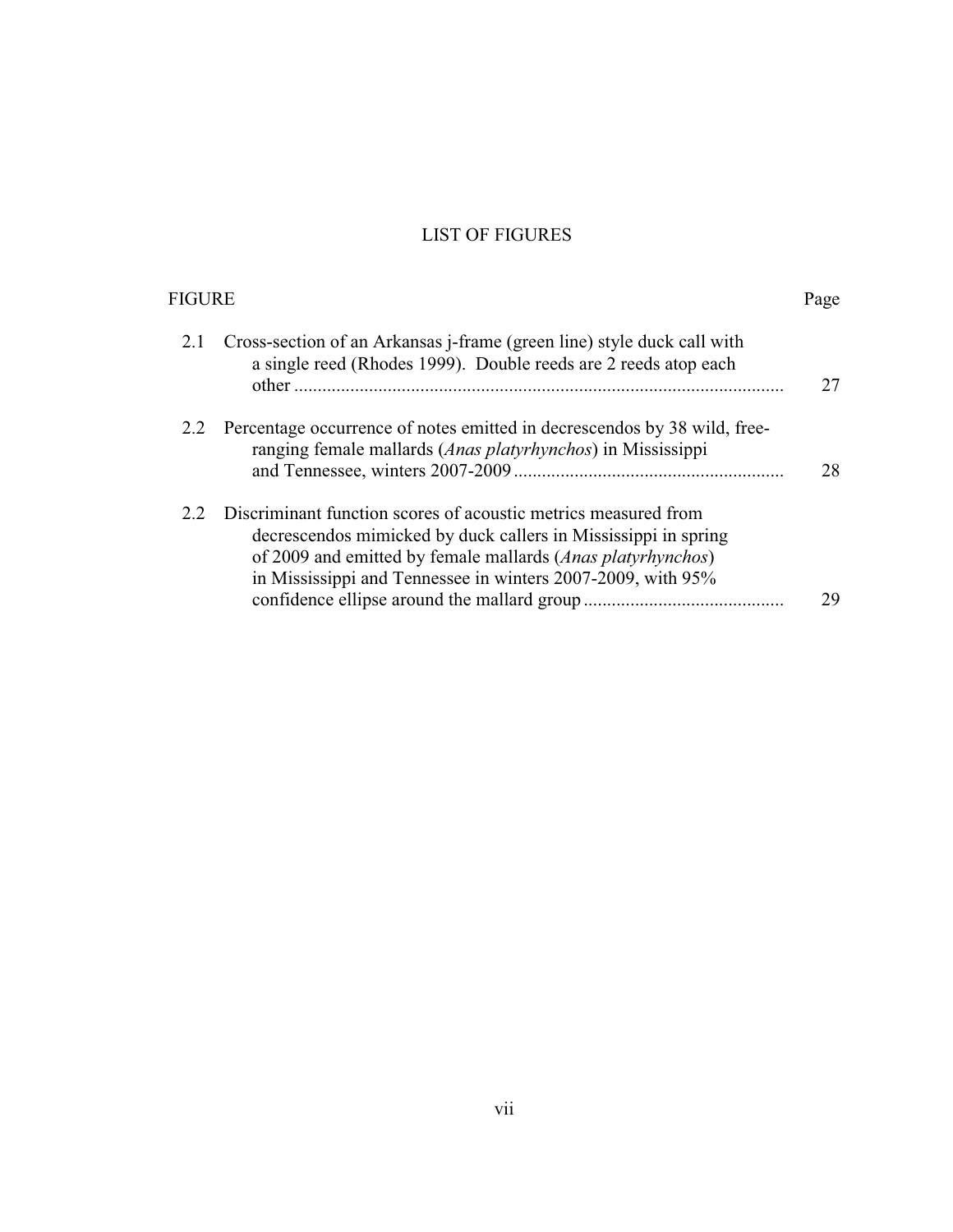# LIST OF FIGURES

| FIGURE | | Page |
|---|---|---|
| 2.1 | Cross-section of an Arkansas j-frame (green line) style duck call with a single reed (Rhodes 1999). Double reeds are 2 reeds atop each other | 27 |
| 2.2 | Percentage occurrence of notes emitted in decrescendos by 38 wild, free-ranging female mallards (*Anas platyrhynchos*) in Mississippi and Tennessee, winters 2007-2009 | 28 |
| 2.2 | Discriminant function scores of acoustic metrics measured from decrescendos mimicked by duck callers in Mississippi in spring of 2009 and emitted by female mallards (*Anas platyrhynchos*) in Mississippi and Tennessee in winters 2007-2009, with 95% confidence ellipse around the mallard group | 29 |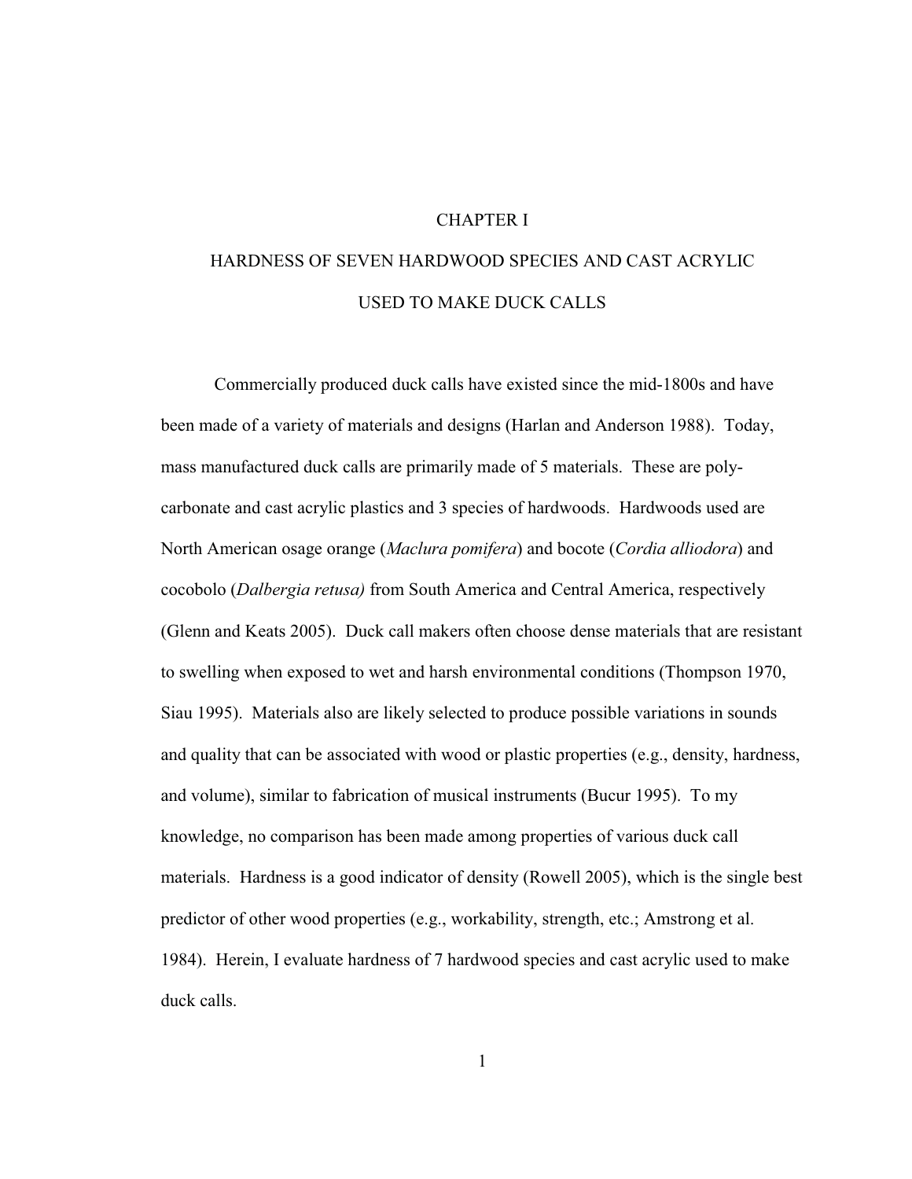# CHAPTER I

## HARDNESS OF SEVEN HARDWOOD SPECIES AND CAST ACRYLIC USED TO MAKE DUCK CALLS

Commercially produced duck calls have existed since the mid-1800s and have been made of a variety of materials and designs (Harlan and Anderson 1988). Today, mass manufactured duck calls are primarily made of 5 materials. These are poly-carbonate and cast acrylic plastics and 3 species of hardwoods. Hardwoods used are North American osage orange (*Maclura pomifera*) and bocote (*Cordia alliodora*) and cocobolo (*Dalbergia retusa)* from South America and Central America, respectively (Glenn and Keats 2005). Duck call makers often choose dense materials that are resistant to swelling when exposed to wet and harsh environmental conditions (Thompson 1970, Siau 1995). Materials also are likely selected to produce possible variations in sounds and quality that can be associated with wood or plastic properties (e.g., density, hardness, and volume), similar to fabrication of musical instruments (Bucur 1995). To my knowledge, no comparison has been made among properties of various duck call materials. Hardness is a good indicator of density (Rowell 2005), which is the single best predictor of other wood properties (e.g., workability, strength, etc.; Amstrong et al. 1984). Herein, I evaluate hardness of 7 hardwood species and cast acrylic used to make duck calls.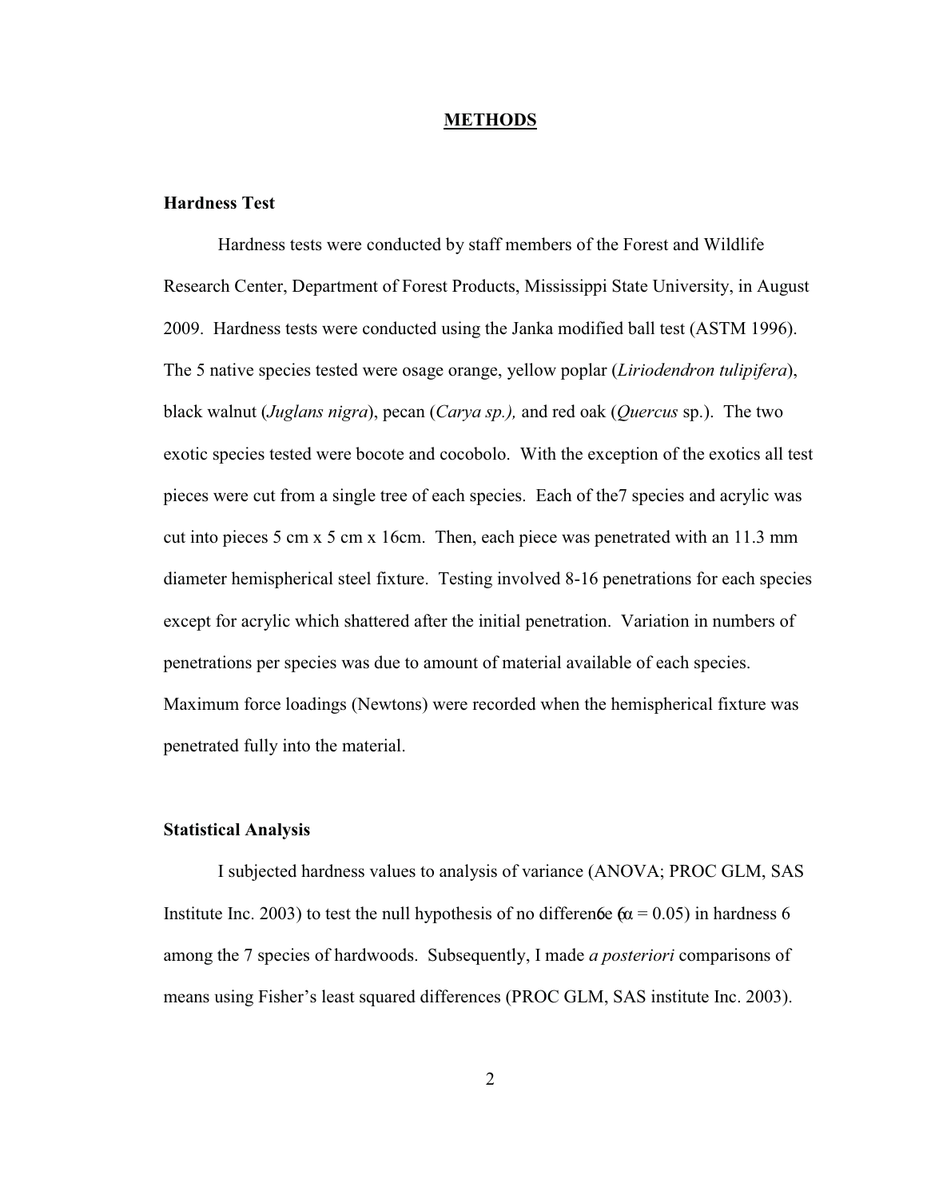## METHODS

### Hardness Test

Hardness tests were conducted by staff members of the Forest and Wildlife Research Center, Department of Forest Products, Mississippi State University, in August 2009. Hardness tests were conducted using the Janka modified ball test (ASTM 1996). The 5 native species tested were osage orange, yellow poplar (*Liriodendron tulipifera*), black walnut (*Juglans nigra*), pecan (*Carya sp.),* and red oak (*Quercus* sp.). The two exotic species tested were bocote and cocobolo. With the exception of the exotics all test pieces were cut from a single tree of each species. Each of the7 species and acrylic was cut into pieces 5 cm x 5 cm x 16cm. Then, each piece was penetrated with an 11.3 mm diameter hemispherical steel fixture. Testing involved 8-16 penetrations for each species except for acrylic which shattered after the initial penetration. Variation in numbers of penetrations per species was due to amount of material available of each species. Maximum force loadings (Newtons) were recorded when the hemispherical fixture was penetrated fully into the material.

### Statistical Analysis

I subjected hardness values to analysis of variance (ANOVA; PROC GLM, SAS Institute Inc. 2003) to test the null hypothesis of no difference ($\alpha = 0.05$) in hardness among the 7 species of hardwoods. Subsequently, I made *a posteriori* comparisons of means using Fisher's least squared differences (PROC GLM, SAS institute Inc. 2003).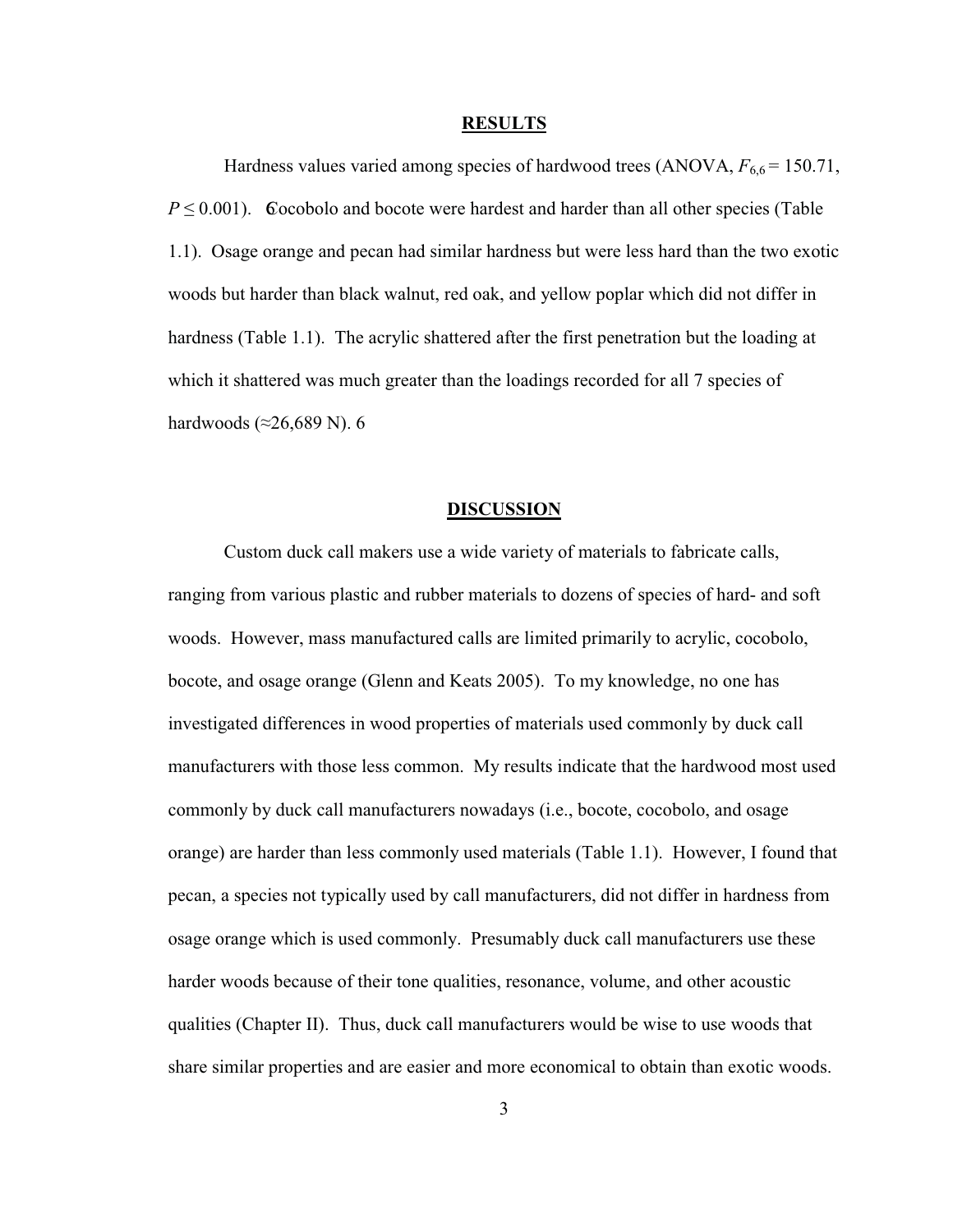## RESULTS

Hardness values varied among species of hardwood trees (ANOVA, $F_{6,6} = 150.71$, $P \leq 0.001$). Cocobolo and bocote were hardest and harder than all other species (Table 1.1). Osage orange and pecan had similar hardness but were less hard than the two exotic woods but harder than black walnut, red oak, and yellow poplar which did not differ in hardness (Table 1.1). The acrylic shattered after the first penetration but the loading at which it shattered was much greater than the loadings recorded for all 7 species of hardwoods (≈26,689 N). 6

## DISCUSSION

Custom duck call makers use a wide variety of materials to fabricate calls, ranging from various plastic and rubber materials to dozens of species of hard- and soft woods. However, mass manufactured calls are limited primarily to acrylic, cocobolo, bocote, and osage orange (Glenn and Keats 2005). To my knowledge, no one has investigated differences in wood properties of materials used commonly by duck call manufacturers with those less common. My results indicate that the hardwood most used commonly by duck call manufacturers nowadays (i.e., bocote, cocobolo, and osage orange) are harder than less commonly used materials (Table 1.1). However, I found that pecan, a species not typically used by call manufacturers, did not differ in hardness from osage orange which is used commonly. Presumably duck call manufacturers use these harder woods because of their tone qualities, resonance, volume, and other acoustic qualities (Chapter II). Thus, duck call manufacturers would be wise to use woods that share similar properties and are easier and more economical to obtain than exotic woods.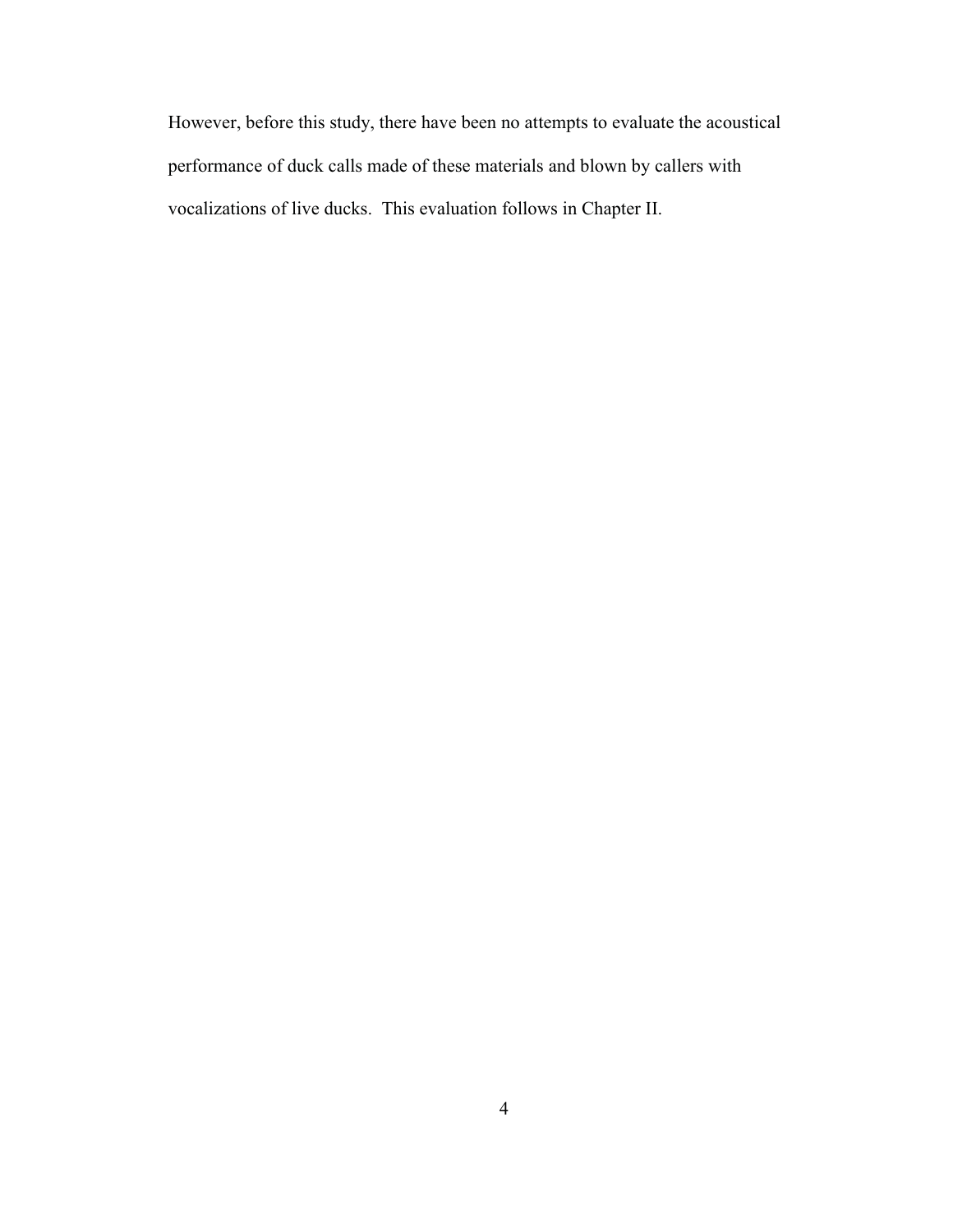However, before this study, there have been no attempts to evaluate the acoustical performance of duck calls made of these materials and blown by callers with vocalizations of live ducks. This evaluation follows in Chapter II.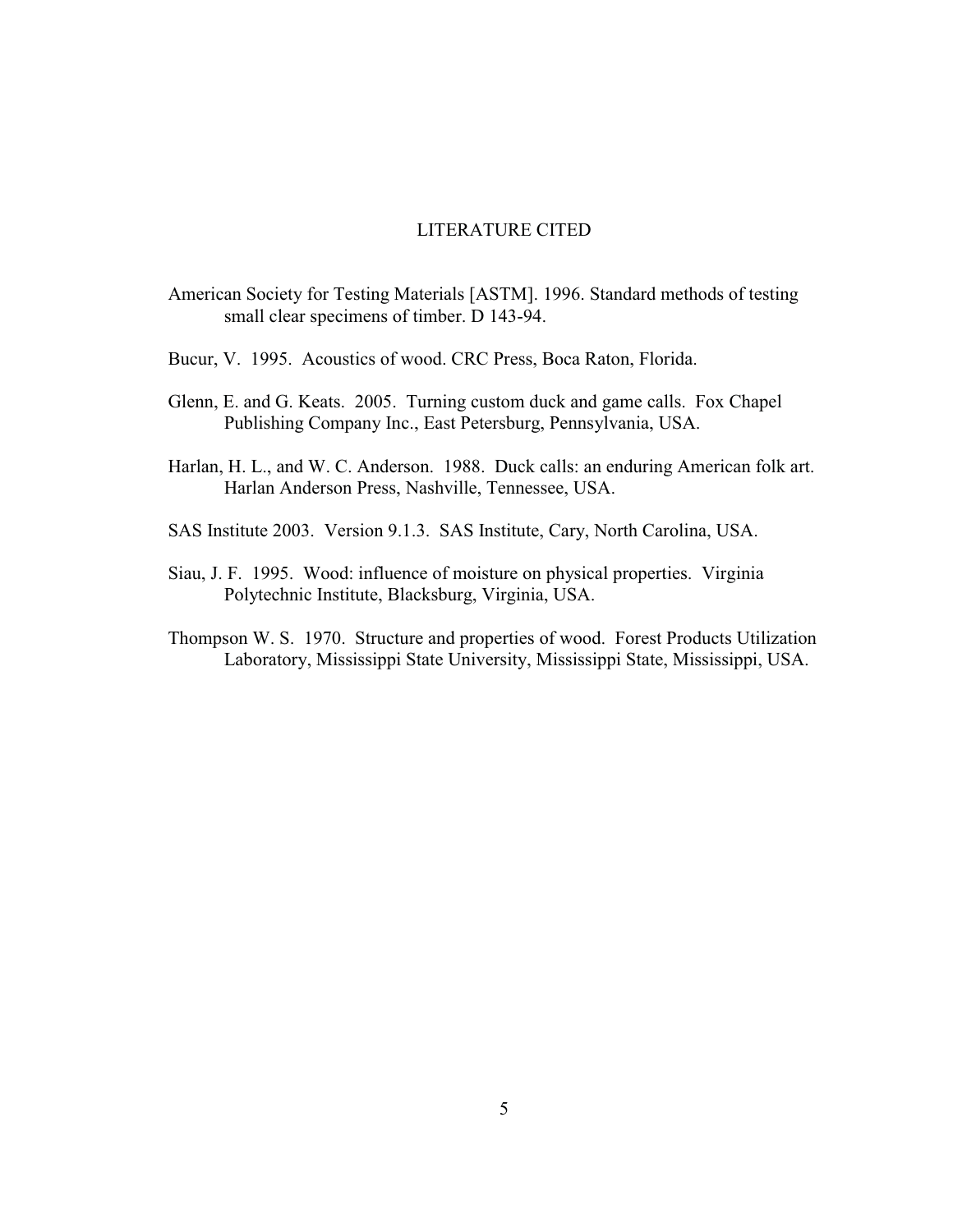# LITERATURE CITED

American Society for Testing Materials [ASTM]. 1996. Standard methods of testing small clear specimens of timber. D 143-94.

Bucur, V. 1995. Acoustics of wood. CRC Press, Boca Raton, Florida.

Glenn, E. and G. Keats. 2005. Turning custom duck and game calls. Fox Chapel Publishing Company Inc., East Petersburg, Pennsylvania, USA.

Harlan, H. L., and W. C. Anderson. 1988. Duck calls: an enduring American folk art. Harlan Anderson Press, Nashville, Tennessee, USA.

SAS Institute 2003. Version 9.1.3. SAS Institute, Cary, North Carolina, USA.

Siau, J. F. 1995. Wood: influence of moisture on physical properties. Virginia Polytechnic Institute, Blacksburg, Virginia, USA.

Thompson W. S. 1970. Structure and properties of wood. Forest Products Utilization Laboratory, Mississippi State University, Mississippi State, Mississippi, USA.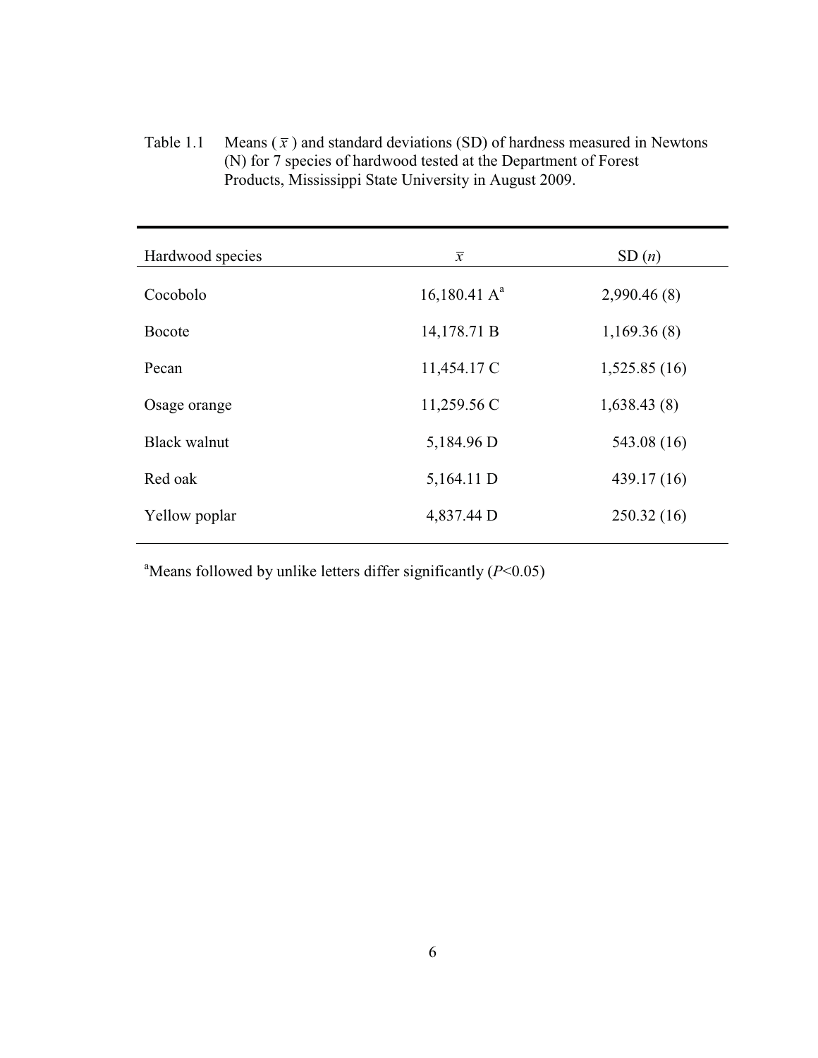Table 1.1 Means ($\bar{x}$) and standard deviations (SD) of hardness measured in Newtons (N) for 7 species of hardwood tested at the Department of Forest Products, Mississippi State University in August 2009.

| Hardwood species | $\bar{x}$ | SD ($n$) |
|---|---|---|
| Cocobolo | 16,180.41 A[a] | 2,990.46 (8) |
| Bocote | 14,178.71 B | 1,169.36 (8) |
| Pecan | 11,454.17 C | 1,525.85 (16) |
| Osage orange | 11,259.56 C | 1,638.43 (8) |
| Black walnut | 5,184.96 D | 543.08 (16) |
| Red oak | 5,164.11 D | 439.17 (16) |
| Yellow poplar | 4,837.44 D | 250.32 (16) |

[a]Means followed by unlike letters differ significantly ($P<0.05$)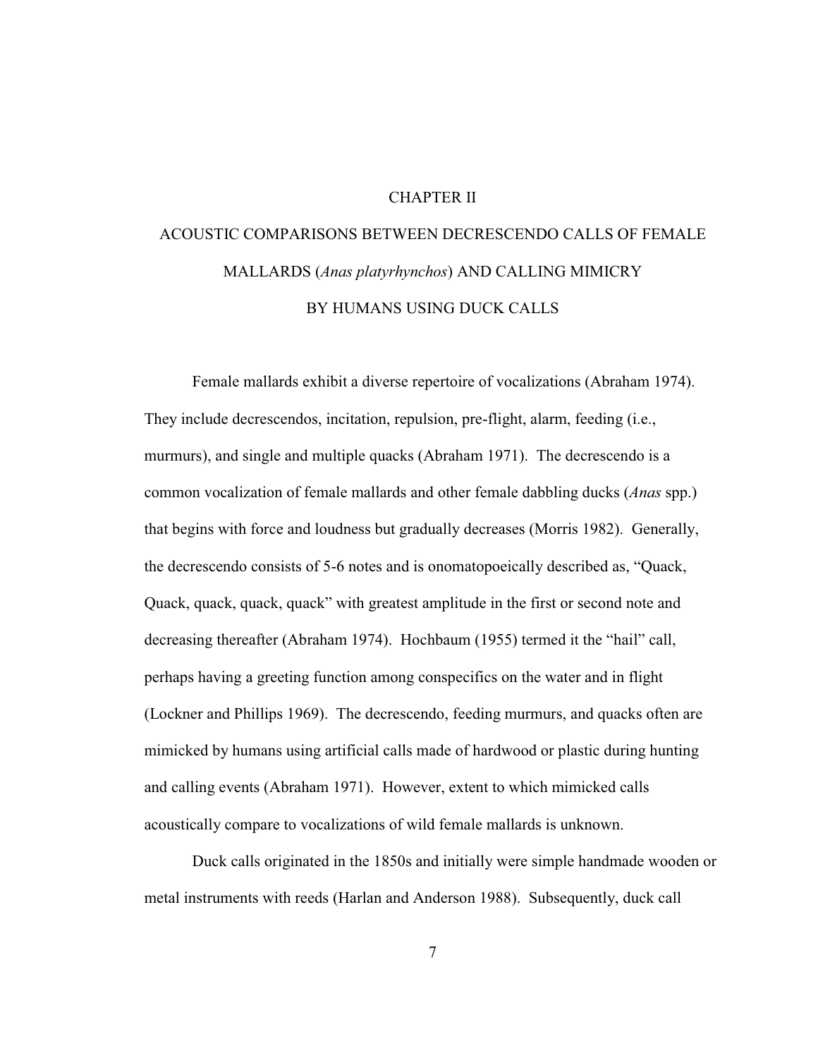# CHAPTER II

# ACOUSTIC COMPARISONS BETWEEN DECRESCENDO CALLS OF FEMALE MALLARDS (*Anas platyrhynchos*) AND CALLING MIMICRY BY HUMANS USING DUCK CALLS

Female mallards exhibit a diverse repertoire of vocalizations (Abraham 1974). They include decrescendos, incitation, repulsion, pre-flight, alarm, feeding (i.e., murmurs), and single and multiple quacks (Abraham 1971). The decrescendo is a common vocalization of female mallards and other female dabbling ducks (*Anas* spp.) that begins with force and loudness but gradually decreases (Morris 1982). Generally, the decrescendo consists of 5-6 notes and is onomatopoeically described as, "Quack, Quack, quack, quack, quack" with greatest amplitude in the first or second note and decreasing thereafter (Abraham 1974). Hochbaum (1955) termed it the "hail" call, perhaps having a greeting function among conspecifics on the water and in flight (Lockner and Phillips 1969). The decrescendo, feeding murmurs, and quacks often are mimicked by humans using artificial calls made of hardwood or plastic during hunting and calling events (Abraham 1971). However, extent to which mimicked calls acoustically compare to vocalizations of wild female mallards is unknown.

Duck calls originated in the 1850s and initially were simple handmade wooden or metal instruments with reeds (Harlan and Anderson 1988). Subsequently, duck call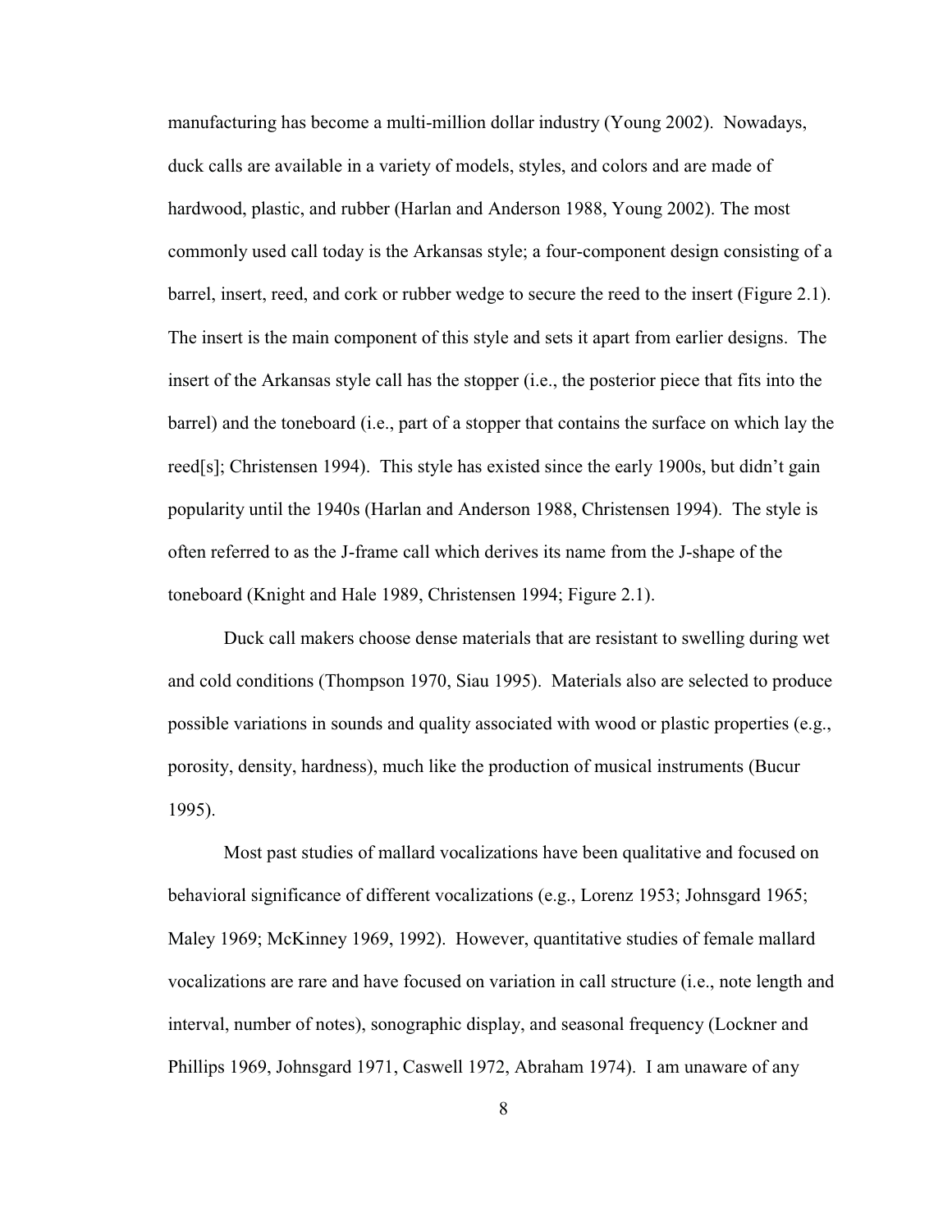manufacturing has become a multi-million dollar industry (Young 2002). Nowadays, duck calls are available in a variety of models, styles, and colors and are made of hardwood, plastic, and rubber (Harlan and Anderson 1988, Young 2002). The most commonly used call today is the Arkansas style; a four-component design consisting of a barrel, insert, reed, and cork or rubber wedge to secure the reed to the insert (Figure 2.1). The insert is the main component of this style and sets it apart from earlier designs. The insert of the Arkansas style call has the stopper (i.e., the posterior piece that fits into the barrel) and the toneboard (i.e., part of a stopper that contains the surface on which lay the reed[s]; Christensen 1994). This style has existed since the early 1900s, but didn't gain popularity until the 1940s (Harlan and Anderson 1988, Christensen 1994). The style is often referred to as the J-frame call which derives its name from the J-shape of the toneboard (Knight and Hale 1989, Christensen 1994; Figure 2.1).

Duck call makers choose dense materials that are resistant to swelling during wet and cold conditions (Thompson 1970, Siau 1995). Materials also are selected to produce possible variations in sounds and quality associated with wood or plastic properties (e.g., porosity, density, hardness), much like the production of musical instruments (Bucur 1995).

Most past studies of mallard vocalizations have been qualitative and focused on behavioral significance of different vocalizations (e.g., Lorenz 1953; Johnsgard 1965; Maley 1969; McKinney 1969, 1992). However, quantitative studies of female mallard vocalizations are rare and have focused on variation in call structure (i.e., note length and interval, number of notes), sonographic display, and seasonal frequency (Lockner and Phillips 1969, Johnsgard 1971, Caswell 1972, Abraham 1974). I am unaware of any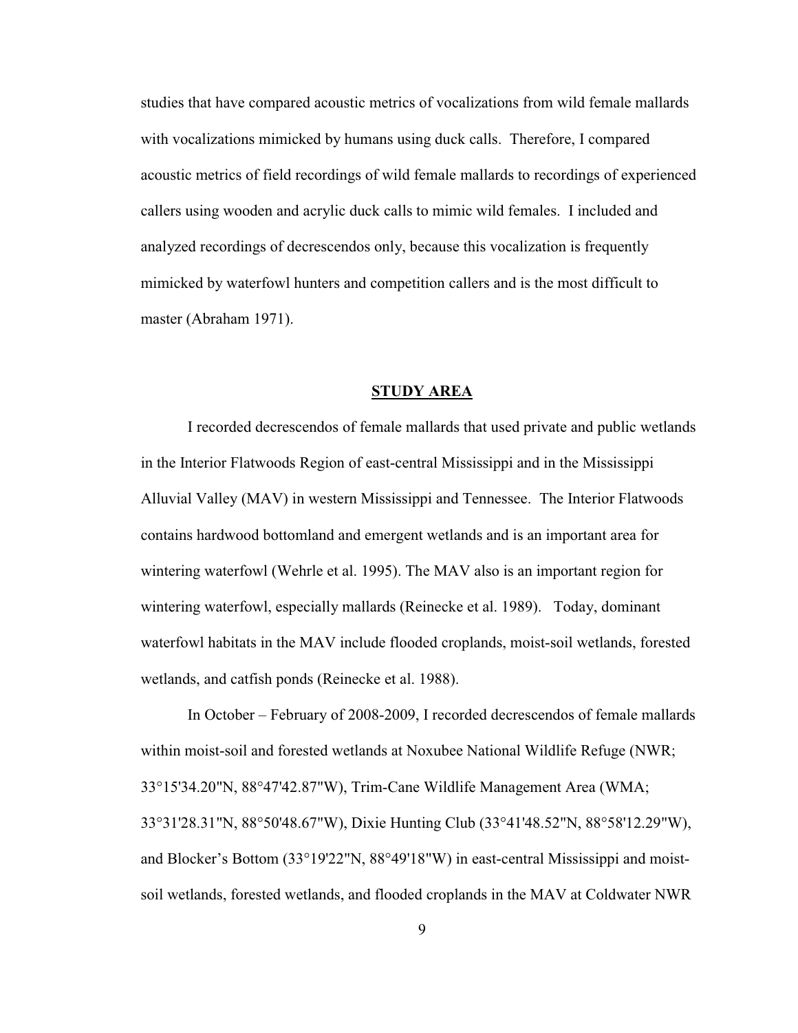studies that have compared acoustic metrics of vocalizations from wild female mallards with vocalizations mimicked by humans using duck calls. Therefore, I compared acoustic metrics of field recordings of wild female mallards to recordings of experienced callers using wooden and acrylic duck calls to mimic wild females. I included and analyzed recordings of decrescendos only, because this vocalization is frequently mimicked by waterfowl hunters and competition callers and is the most difficult to master (Abraham 1971).

## STUDY AREA

I recorded decrescendos of female mallards that used private and public wetlands in the Interior Flatwoods Region of east-central Mississippi and in the Mississippi Alluvial Valley (MAV) in western Mississippi and Tennessee. The Interior Flatwoods contains hardwood bottomland and emergent wetlands and is an important area for wintering waterfowl (Wehrle et al. 1995). The MAV also is an important region for wintering waterfowl, especially mallards (Reinecke et al. 1989). Today, dominant waterfowl habitats in the MAV include flooded croplands, moist-soil wetlands, forested wetlands, and catfish ponds (Reinecke et al. 1988).

In October – February of 2008-2009, I recorded decrescendos of female mallards within moist-soil and forested wetlands at Noxubee National Wildlife Refuge (NWR; 33°15'34.20"N, 88°47'42.87"W), Trim-Cane Wildlife Management Area (WMA; 33°31'28.31"N, 88°50'48.67"W), Dixie Hunting Club (33°41'48.52"N, 88°58'12.29"W), and Blocker's Bottom (33°19'22"N, 88°49'18"W) in east-central Mississippi and moist-soil wetlands, forested wetlands, and flooded croplands in the MAV at Coldwater NWR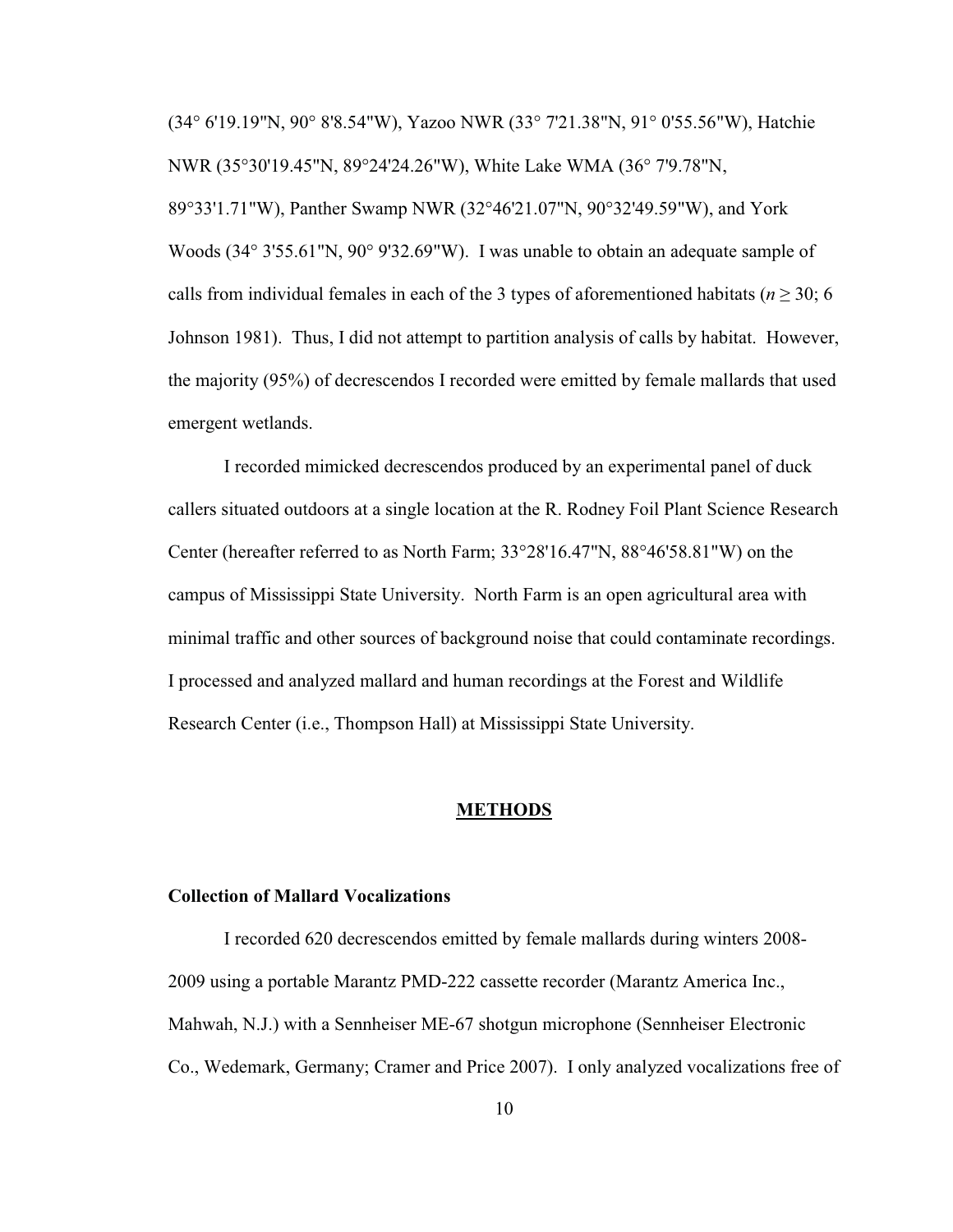(34° 6'19.19"N, 90° 8'8.54"W), Yazoo NWR (33° 7'21.38"N, 91° 0'55.56"W), Hatchie NWR (35°30'19.45"N, 89°24'24.26"W), White Lake WMA (36° 7'9.78"N, 89°33'1.71"W), Panther Swamp NWR (32°46'21.07"N, 90°32'49.59"W), and York Woods (34° 3'55.61"N, 90° 9'32.69"W). I was unable to obtain an adequate sample of calls from individual females in each of the 3 types of aforementioned habitats ($n \geq 30$; 6 Johnson 1981). Thus, I did not attempt to partition analysis of calls by habitat. However, the majority (95%) of decrescendos I recorded were emitted by female mallards that used emergent wetlands.

I recorded mimicked decrescendos produced by an experimental panel of duck callers situated outdoors at a single location at the R. Rodney Foil Plant Science Research Center (hereafter referred to as North Farm; 33°28'16.47"N, 88°46'58.81"W) on the campus of Mississippi State University. North Farm is an open agricultural area with minimal traffic and other sources of background noise that could contaminate recordings. I processed and analyzed mallard and human recordings at the Forest and Wildlife Research Center (i.e., Thompson Hall) at Mississippi State University.

## METHODS

### Collection of Mallard Vocalizations

I recorded 620 decrescendos emitted by female mallards during winters 2008-2009 using a portable Marantz PMD-222 cassette recorder (Marantz America Inc., Mahwah, N.J.) with a Sennheiser ME-67 shotgun microphone (Sennheiser Electronic Co., Wedemark, Germany; Cramer and Price 2007). I only analyzed vocalizations free of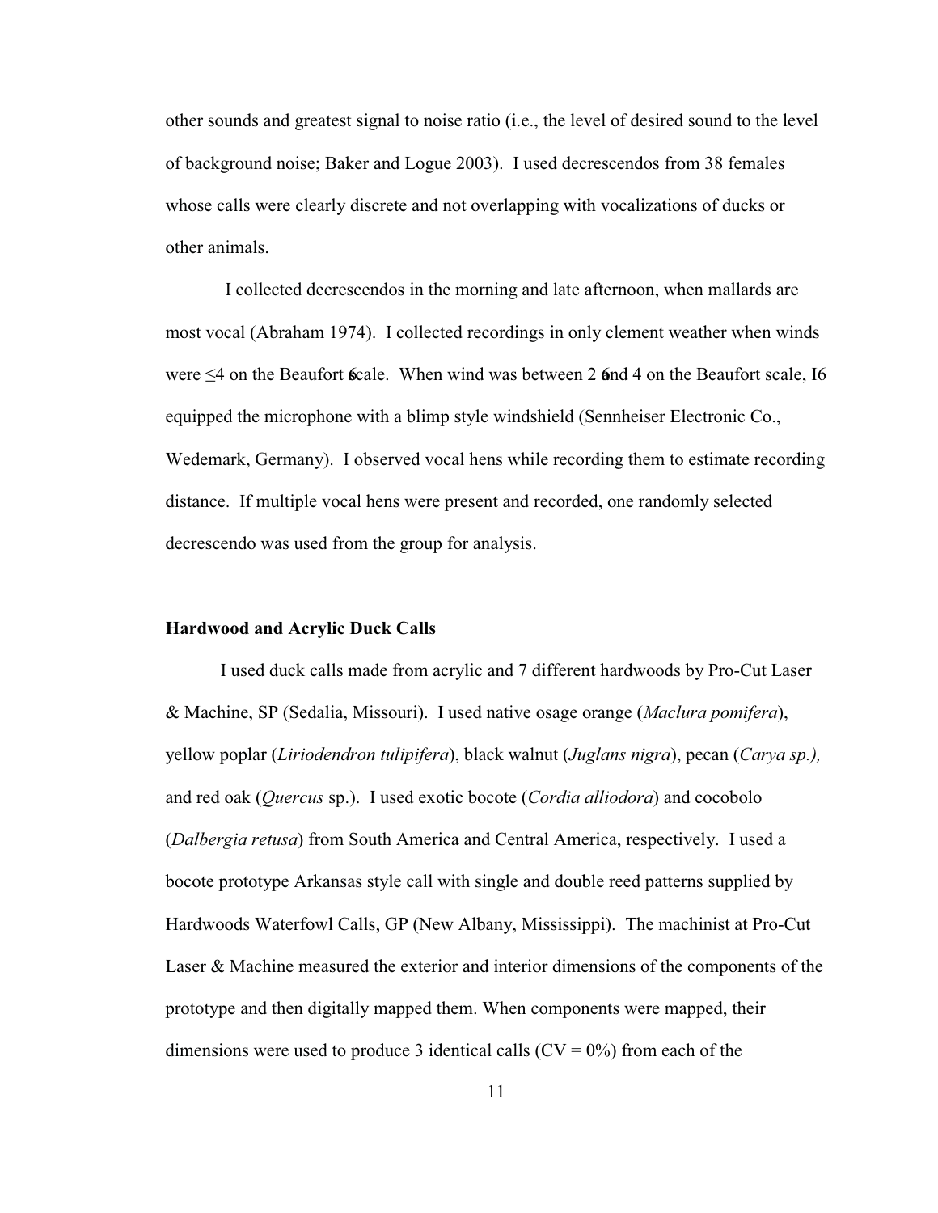other sounds and greatest signal to noise ratio (i.e., the level of desired sound to the level of background noise; Baker and Logue 2003). I used decrescendos from 38 females whose calls were clearly discrete and not overlapping with vocalizations of ducks or other animals.

I collected decrescendos in the morning and late afternoon, when mallards are most vocal (Abraham 1974). I collected recordings in only clement weather when winds were ≤4 on the Beaufort scale. When wind was between 2 and 4 on the Beaufort scale, I equipped the microphone with a blimp style windshield (Sennheiser Electronic Co., Wedemark, Germany). I observed vocal hens while recording them to estimate recording distance. If multiple vocal hens were present and recorded, one randomly selected decrescendo was used from the group for analysis.

### Hardwood and Acrylic Duck Calls

I used duck calls made from acrylic and 7 different hardwoods by Pro-Cut Laser & Machine, SP (Sedalia, Missouri). I used native osage orange (*Maclura pomifera*), yellow poplar (*Liriodendron tulipifera*), black walnut (*Juglans nigra*), pecan (*Carya sp.),* and red oak (*Quercus* sp.). I used exotic bocote (*Cordia alliodora*) and cocobolo (*Dalbergia retusa*) from South America and Central America, respectively. I used a bocote prototype Arkansas style call with single and double reed patterns supplied by Hardwoods Waterfowl Calls, GP (New Albany, Mississippi). The machinist at Pro-Cut Laser & Machine measured the exterior and interior dimensions of the components of the prototype and then digitally mapped them. When components were mapped, their dimensions were used to produce 3 identical calls (CV = 0%) from each of the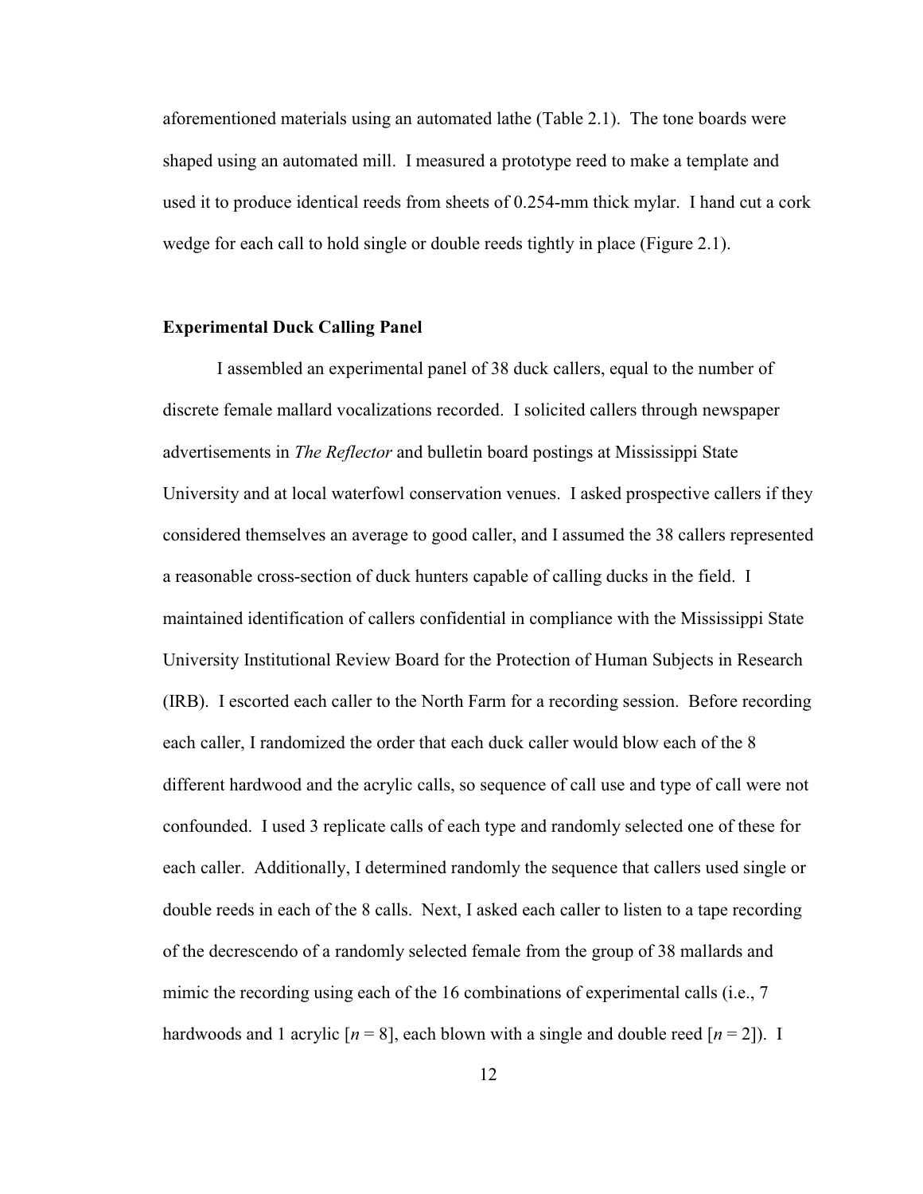aforementioned materials using an automated lathe (Table 2.1). The tone boards were shaped using an automated mill. I measured a prototype reed to make a template and used it to produce identical reeds from sheets of 0.254-mm thick mylar. I hand cut a cork wedge for each call to hold single or double reeds tightly in place (Figure 2.1).

### Experimental Duck Calling Panel

I assembled an experimental panel of 38 duck callers, equal to the number of discrete female mallard vocalizations recorded. I solicited callers through newspaper advertisements in *The Reflector* and bulletin board postings at Mississippi State University and at local waterfowl conservation venues. I asked prospective callers if they considered themselves an average to good caller, and I assumed the 38 callers represented a reasonable cross-section of duck hunters capable of calling ducks in the field. I maintained identification of callers confidential in compliance with the Mississippi State University Institutional Review Board for the Protection of Human Subjects in Research (IRB). I escorted each caller to the North Farm for a recording session. Before recording each caller, I randomized the order that each duck caller would blow each of the 8 different hardwood and the acrylic calls, so sequence of call use and type of call were not confounded. I used 3 replicate calls of each type and randomly selected one of these for each caller. Additionally, I determined randomly the sequence that callers used single or double reeds in each of the 8 calls. Next, I asked each caller to listen to a tape recording of the decrescendo of a randomly selected female from the group of 38 mallards and mimic the recording using each of the 16 combinations of experimental calls (i.e., 7 hardwoods and 1 acrylic [$n = 8$], each blown with a single and double reed [$n = 2$]). I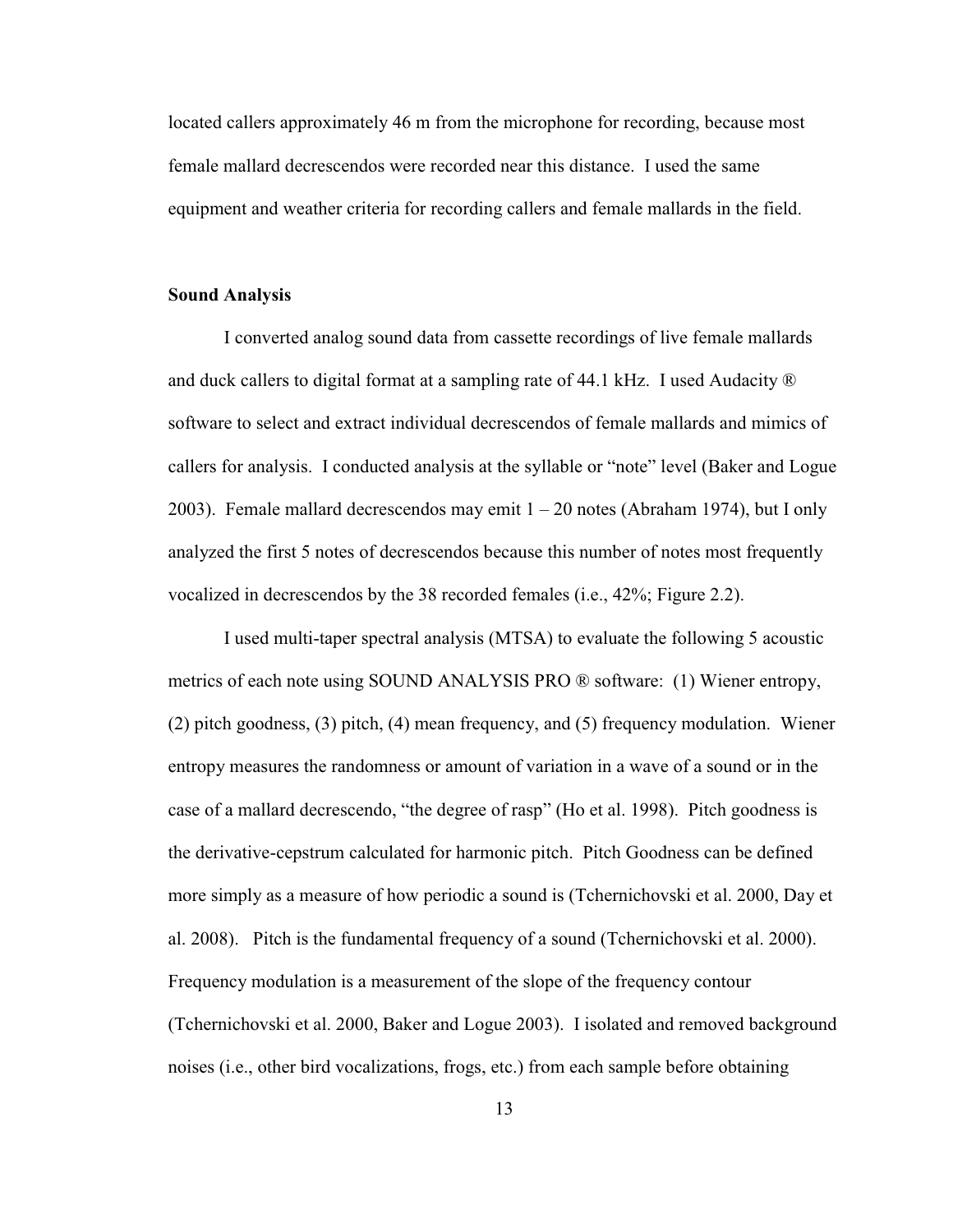located callers approximately 46 m from the microphone for recording, because most female mallard decrescendos were recorded near this distance. I used the same equipment and weather criteria for recording callers and female mallards in the field.

**Sound Analysis**

I converted analog sound data from cassette recordings of live female mallards and duck callers to digital format at a sampling rate of 44.1 kHz. I used Audacity ® software to select and extract individual decrescendos of female mallards and mimics of callers for analysis. I conducted analysis at the syllable or "note" level (Baker and Logue 2003). Female mallard decrescendos may emit 1 – 20 notes (Abraham 1974), but I only analyzed the first 5 notes of decrescendos because this number of notes most frequently vocalized in decrescendos by the 38 recorded females (i.e., 42%; Figure 2.2).

I used multi-taper spectral analysis (MTSA) to evaluate the following 5 acoustic metrics of each note using SOUND ANALYSIS PRO ® software: (1) Wiener entropy, (2) pitch goodness, (3) pitch, (4) mean frequency, and (5) frequency modulation. Wiener entropy measures the randomness or amount of variation in a wave of a sound or in the case of a mallard decrescendo, "the degree of rasp" (Ho et al. 1998). Pitch goodness is the derivative-cepstrum calculated for harmonic pitch. Pitch Goodness can be defined more simply as a measure of how periodic a sound is (Tchernichovski et al. 2000, Day et al. 2008). Pitch is the fundamental frequency of a sound (Tchernichovski et al. 2000). Frequency modulation is a measurement of the slope of the frequency contour (Tchernichovski et al. 2000, Baker and Logue 2003). I isolated and removed background noises (i.e., other bird vocalizations, frogs, etc.) from each sample before obtaining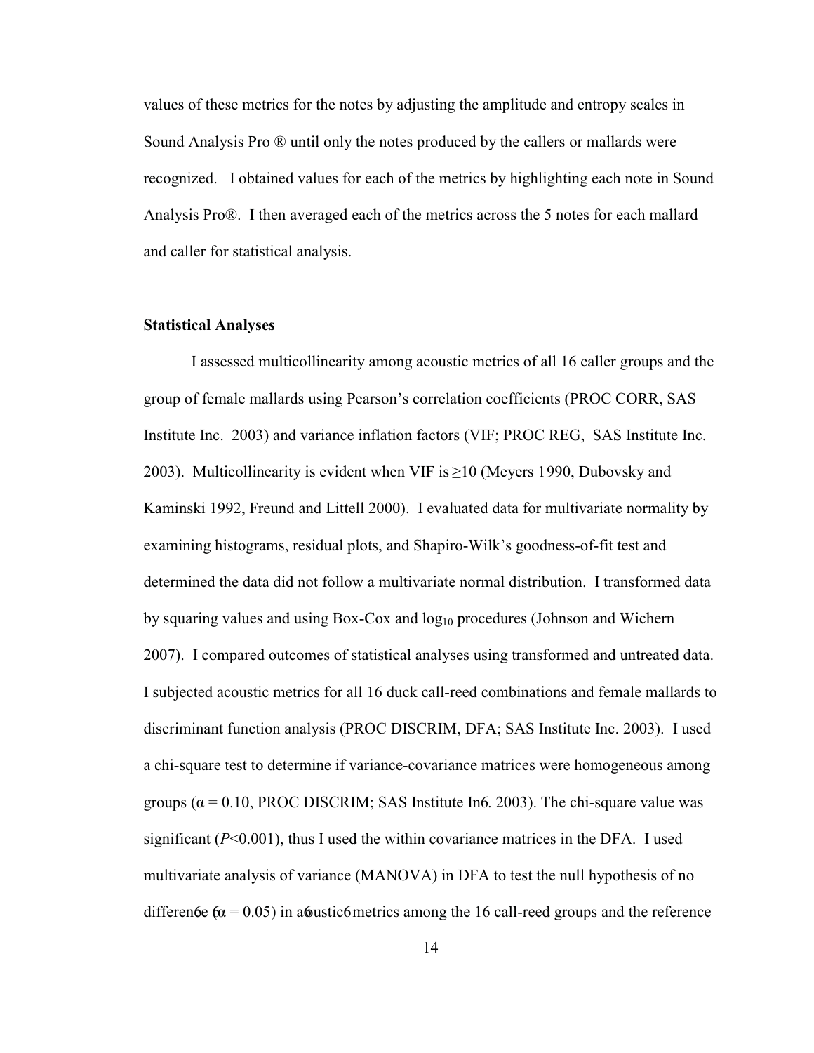values of these metrics for the notes by adjusting the amplitude and entropy scales in Sound Analysis Pro ® until only the notes produced by the callers or mallards were recognized. I obtained values for each of the metrics by highlighting each note in Sound Analysis Pro®. I then averaged each of the metrics across the 5 notes for each mallard and caller for statistical analysis.

### Statistical Analyses

I assessed multicollinearity among acoustic metrics of all 16 caller groups and the group of female mallards using Pearson's correlation coefficients (PROC CORR, SAS Institute Inc. 2003) and variance inflation factors (VIF; PROC REG, SAS Institute Inc. 2003). Multicollinearity is evident when VIF is $\geq$10 (Meyers 1990, Dubovsky and Kaminski 1992, Freund and Littell 2000). I evaluated data for multivariate normality by examining histograms, residual plots, and Shapiro-Wilk's goodness-of-fit test and determined the data did not follow a multivariate normal distribution. I transformed data by squaring values and using Box-Cox and $\log_{10}$ procedures (Johnson and Wichern 2007). I compared outcomes of statistical analyses using transformed and untreated data. I subjected acoustic metrics for all 16 duck call-reed combinations and female mallards to discriminant function analysis (PROC DISCRIM, DFA; SAS Institute Inc. 2003). I used a chi-square test to determine if variance-covariance matrices were homogeneous among groups ($\alpha = 0.10$, PROC DISCRIM; SAS Institute In6. 2003). The chi-square value was significant ($P$<0.001), thus I used the within covariance matrices in the DFA. I used multivariate analysis of variance (MANOVA) in DFA to test the null hypothesis of no differen6e ($\alpha = 0.05$) in a6ustic6 metrics among the 16 call-reed groups and the reference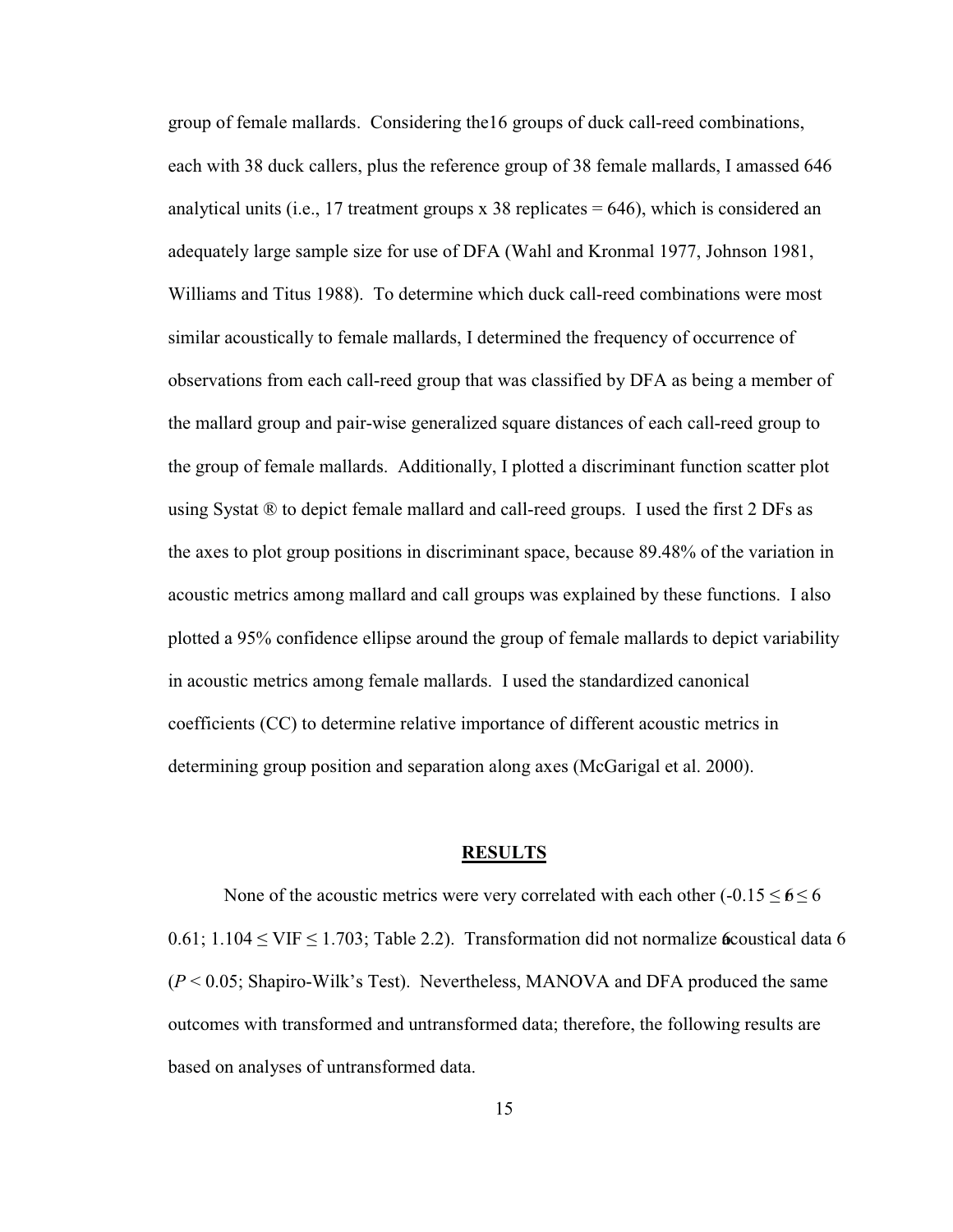group of female mallards. Considering the16 groups of duck call-reed combinations, each with 38 duck callers, plus the reference group of 38 female mallards, I amassed 646 analytical units (i.e., 17 treatment groups x 38 replicates = 646), which is considered an adequately large sample size for use of DFA (Wahl and Kronmal 1977, Johnson 1981, Williams and Titus 1988). To determine which duck call-reed combinations were most similar acoustically to female mallards, I determined the frequency of occurrence of observations from each call-reed group that was classified by DFA as being a member of the mallard group and pair-wise generalized square distances of each call-reed group to the group of female mallards. Additionally, I plotted a discriminant function scatter plot using Systat ® to depict female mallard and call-reed groups. I used the first 2 DFs as the axes to plot group positions in discriminant space, because 89.48% of the variation in acoustic metrics among mallard and call groups was explained by these functions. I also plotted a 95% confidence ellipse around the group of female mallards to depict variability in acoustic metrics among female mallards. I used the standardized canonical coefficients (CC) to determine relative importance of different acoustic metrics in determining group position and separation along axes (McGarigal et al. 2000).

## RESULTS

None of the acoustic metrics were very correlated with each other ($-0.15 \leq 6 \leq 6$ $0.61$; $1.104 \leq$ VIF $\leq 1.703$; Table 2.2). Transformation did not normalize 6coustical data 6 ($P < 0.05$; Shapiro-Wilk's Test). Nevertheless, MANOVA and DFA produced the same outcomes with transformed and untransformed data; therefore, the following results are based on analyses of untransformed data.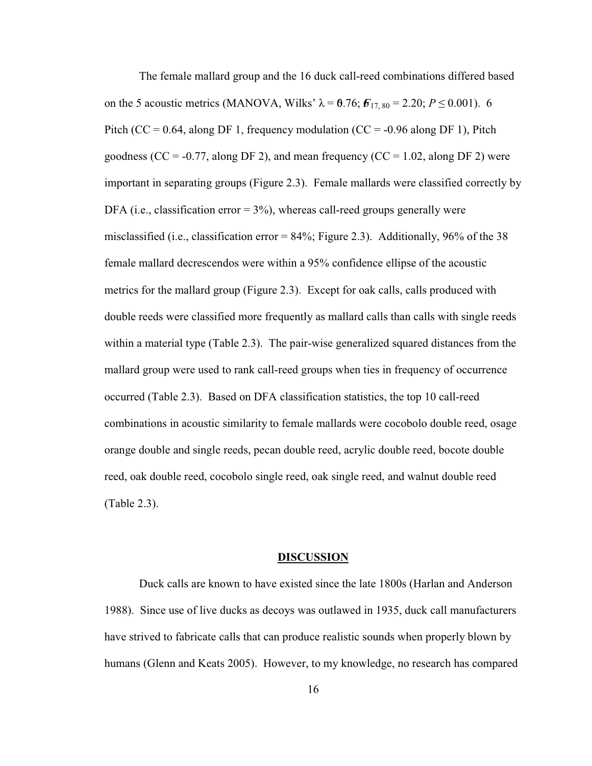The female mallard group and the 16 duck call-reed combinations differed based on the 5 acoustic metrics (MANOVA, Wilks' $\lambda = 0.76$; $F_{17, 80} = 2.20$; $P \leq 0.001$). 6 Pitch (CC = 0.64, along DF 1, frequency modulation (CC = -0.96 along DF 1), Pitch goodness (CC = -0.77, along DF 2), and mean frequency (CC = 1.02, along DF 2) were important in separating groups (Figure 2.3). Female mallards were classified correctly by DFA (i.e., classification error = 3%), whereas call-reed groups generally were misclassified (i.e., classification error = 84%; Figure 2.3). Additionally, 96% of the 38 female mallard decrescendos were within a 95% confidence ellipse of the acoustic metrics for the mallard group (Figure 2.3). Except for oak calls, calls produced with double reeds were classified more frequently as mallard calls than calls with single reeds within a material type (Table 2.3). The pair-wise generalized squared distances from the mallard group were used to rank call-reed groups when ties in frequency of occurrence occurred (Table 2.3). Based on DFA classification statistics, the top 10 call-reed combinations in acoustic similarity to female mallards were cocobolo double reed, osage orange double and single reeds, pecan double reed, acrylic double reed, bocote double reed, oak double reed, cocobolo single reed, oak single reed, and walnut double reed (Table 2.3).

## DISCUSSION

Duck calls are known to have existed since the late 1800s (Harlan and Anderson 1988). Since use of live ducks as decoys was outlawed in 1935, duck call manufacturers have strived to fabricate calls that can produce realistic sounds when properly blown by humans (Glenn and Keats 2005). However, to my knowledge, no research has compared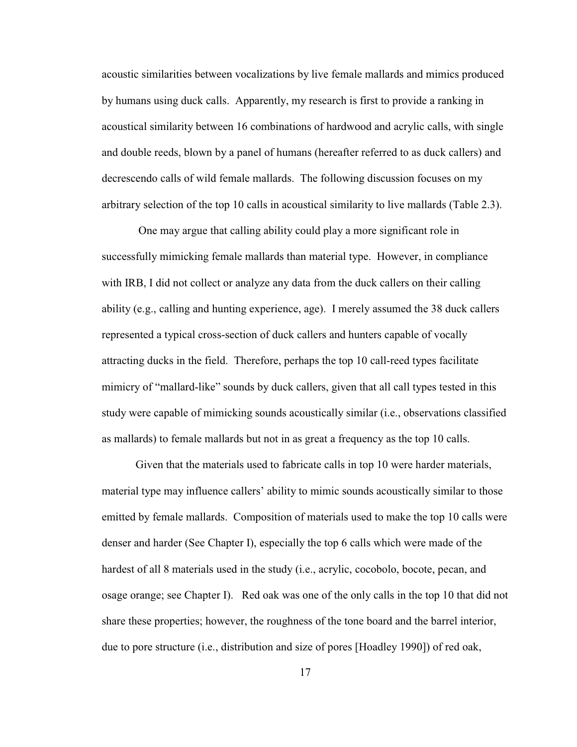acoustic similarities between vocalizations by live female mallards and mimics produced by humans using duck calls. Apparently, my research is first to provide a ranking in acoustical similarity between 16 combinations of hardwood and acrylic calls, with single and double reeds, blown by a panel of humans (hereafter referred to as duck callers) and decrescendo calls of wild female mallards. The following discussion focuses on my arbitrary selection of the top 10 calls in acoustical similarity to live mallards (Table 2.3).

One may argue that calling ability could play a more significant role in successfully mimicking female mallards than material type. However, in compliance with IRB, I did not collect or analyze any data from the duck callers on their calling ability (e.g., calling and hunting experience, age). I merely assumed the 38 duck callers represented a typical cross-section of duck callers and hunters capable of vocally attracting ducks in the field. Therefore, perhaps the top 10 call-reed types facilitate mimicry of "mallard-like" sounds by duck callers, given that all call types tested in this study were capable of mimicking sounds acoustically similar (i.e., observations classified as mallards) to female mallards but not in as great a frequency as the top 10 calls.

Given that the materials used to fabricate calls in top 10 were harder materials, material type may influence callers' ability to mimic sounds acoustically similar to those emitted by female mallards. Composition of materials used to make the top 10 calls were denser and harder (See Chapter I), especially the top 6 calls which were made of the hardest of all 8 materials used in the study (i.e., acrylic, cocobolo, bocote, pecan, and osage orange; see Chapter I). Red oak was one of the only calls in the top 10 that did not share these properties; however, the roughness of the tone board and the barrel interior, due to pore structure (i.e., distribution and size of pores [Hoadley 1990]) of red oak,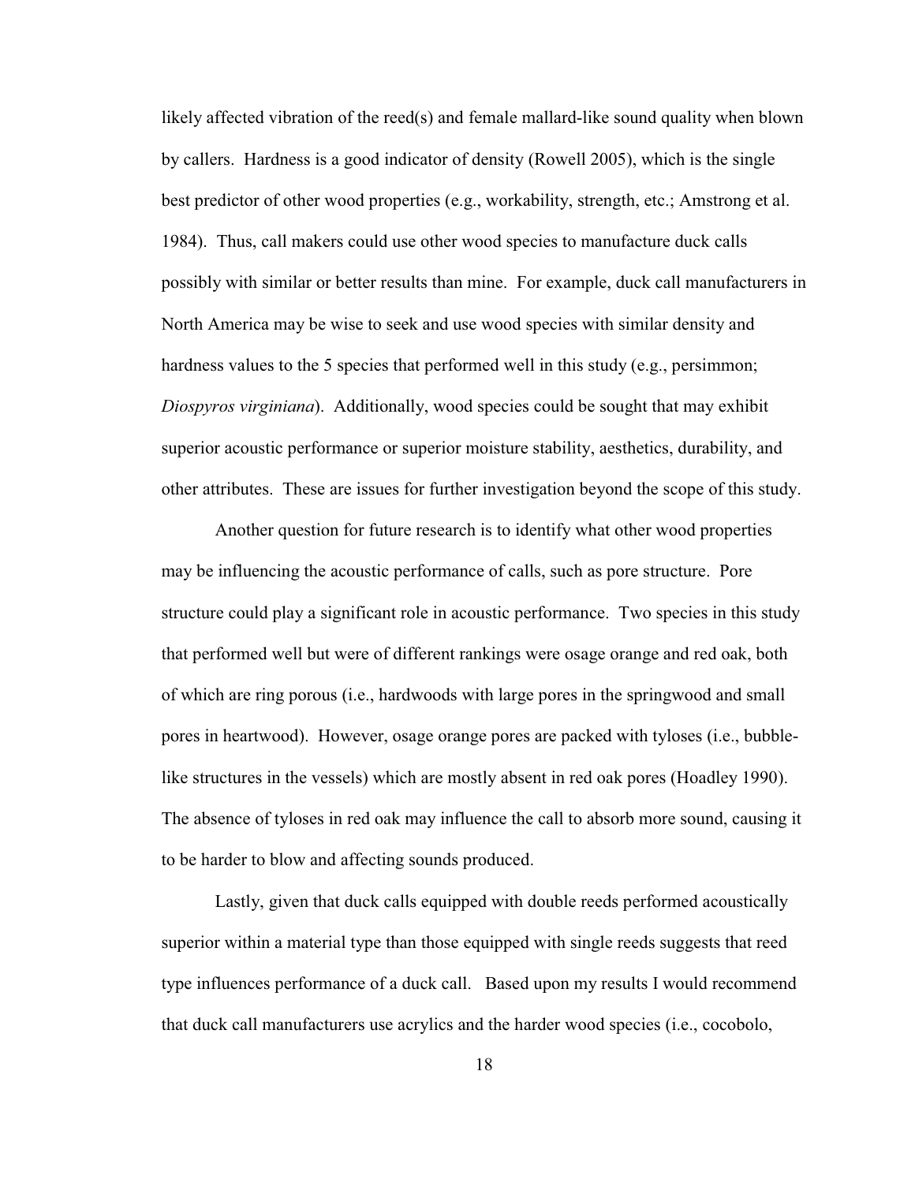likely affected vibration of the reed(s) and female mallard-like sound quality when blown by callers. Hardness is a good indicator of density (Rowell 2005), which is the single best predictor of other wood properties (e.g., workability, strength, etc.; Amstrong et al. 1984). Thus, call makers could use other wood species to manufacture duck calls possibly with similar or better results than mine. For example, duck call manufacturers in North America may be wise to seek and use wood species with similar density and hardness values to the 5 species that performed well in this study (e.g., persimmon; *Diospyros virginiana*). Additionally, wood species could be sought that may exhibit superior acoustic performance or superior moisture stability, aesthetics, durability, and other attributes. These are issues for further investigation beyond the scope of this study.

Another question for future research is to identify what other wood properties may be influencing the acoustic performance of calls, such as pore structure. Pore structure could play a significant role in acoustic performance. Two species in this study that performed well but were of different rankings were osage orange and red oak, both of which are ring porous (i.e., hardwoods with large pores in the springwood and small pores in heartwood). However, osage orange pores are packed with tyloses (i.e., bubble-like structures in the vessels) which are mostly absent in red oak pores (Hoadley 1990). The absence of tyloses in red oak may influence the call to absorb more sound, causing it to be harder to blow and affecting sounds produced.

Lastly, given that duck calls equipped with double reeds performed acoustically superior within a material type than those equipped with single reeds suggests that reed type influences performance of a duck call. Based upon my results I would recommend that duck call manufacturers use acrylics and the harder wood species (i.e., cocobolo,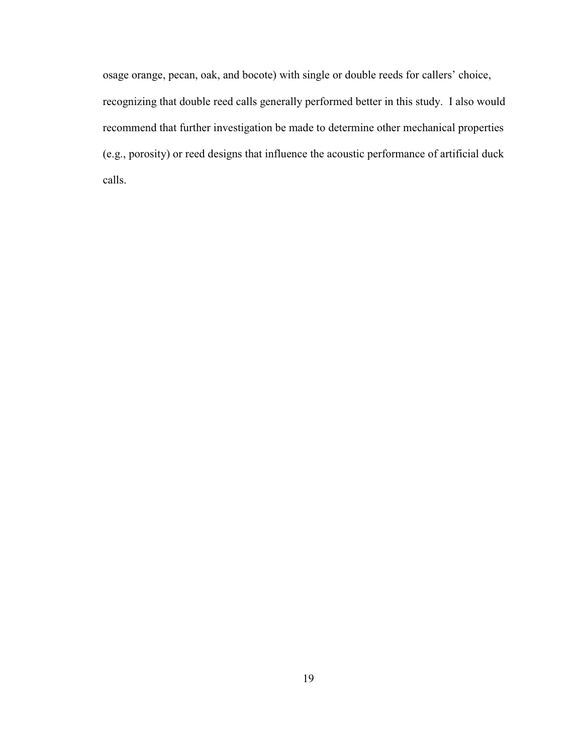osage orange, pecan, oak, and bocote) with single or double reeds for callers' choice, recognizing that double reed calls generally performed better in this study. I also would recommend that further investigation be made to determine other mechanical properties (e.g., porosity) or reed designs that influence the acoustic performance of artificial duck calls.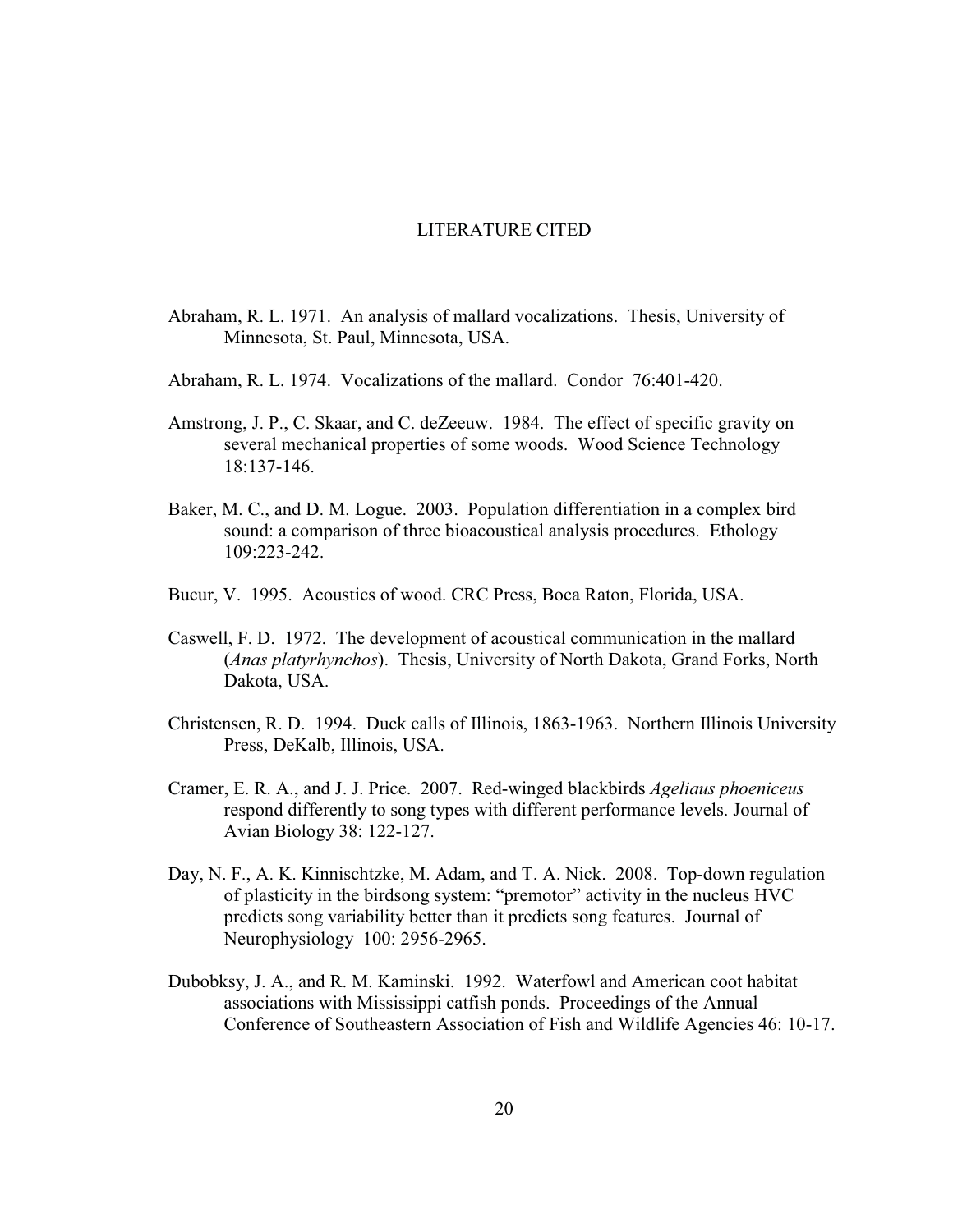# LITERATURE CITED

Abraham, R. L. 1971. An analysis of mallard vocalizations. Thesis, University of Minnesota, St. Paul, Minnesota, USA.

Abraham, R. L. 1974. Vocalizations of the mallard. Condor 76:401-420.

Amstrong, J. P., C. Skaar, and C. deZeeuw. 1984. The effect of specific gravity on several mechanical properties of some woods. Wood Science Technology 18:137-146.

Baker, M. C., and D. M. Logue. 2003. Population differentiation in a complex bird sound: a comparison of three bioacoustical analysis procedures. Ethology 109:223-242.

Bucur, V. 1995. Acoustics of wood. CRC Press, Boca Raton, Florida, USA.

Caswell, F. D. 1972. The development of acoustical communication in the mallard (*Anas platyrhynchos*). Thesis, University of North Dakota, Grand Forks, North Dakota, USA.

Christensen, R. D. 1994. Duck calls of Illinois, 1863-1963. Northern Illinois University Press, DeKalb, Illinois, USA.

Cramer, E. R. A., and J. J. Price. 2007. Red-winged blackbirds *Ageliaus phoeniceus* respond differently to song types with different performance levels. Journal of Avian Biology 38: 122-127.

Day, N. F., A. K. Kinnischtzke, M. Adam, and T. A. Nick. 2008. Top-down regulation of plasticity in the birdsong system: "premotor" activity in the nucleus HVC predicts song variability better than it predicts song features. Journal of Neurophysiology 100: 2956-2965.

Dubobksy, J. A., and R. M. Kaminski. 1992. Waterfowl and American coot habitat associations with Mississippi catfish ponds. Proceedings of the Annual Conference of Southeastern Association of Fish and Wildlife Agencies 46: 10-17.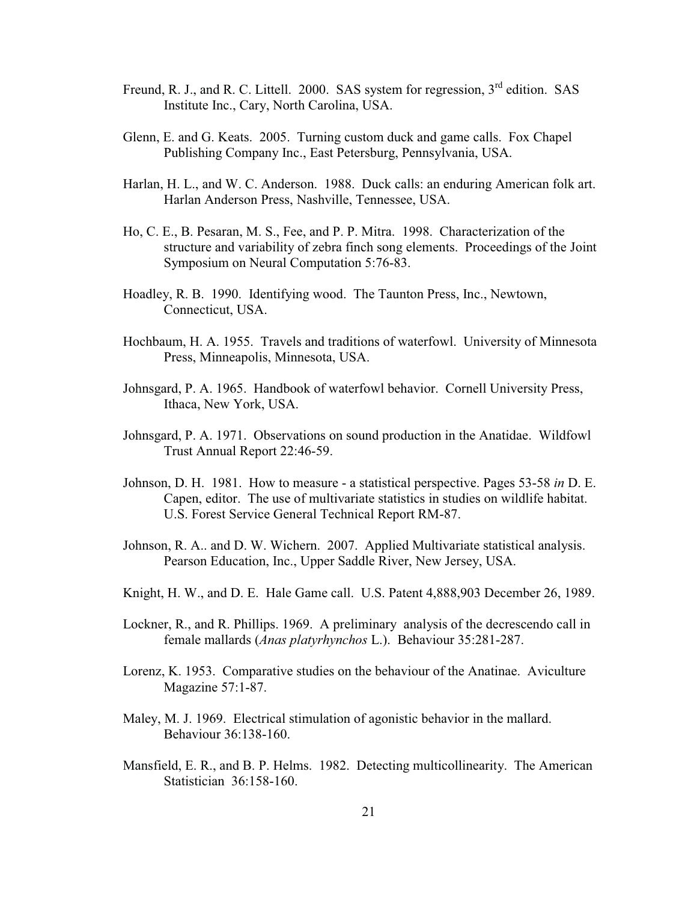Freund, R. J., and R. C. Littell. 2000. SAS system for regression, 3rd edition. SAS Institute Inc., Cary, North Carolina, USA.

Glenn, E. and G. Keats. 2005. Turning custom duck and game calls. Fox Chapel Publishing Company Inc., East Petersburg, Pennsylvania, USA.

Harlan, H. L., and W. C. Anderson. 1988. Duck calls: an enduring American folk art. Harlan Anderson Press, Nashville, Tennessee, USA.

Ho, C. E., B. Pesaran, M. S., Fee, and P. P. Mitra. 1998. Characterization of the structure and variability of zebra finch song elements. Proceedings of the Joint Symposium on Neural Computation 5:76-83.

Hoadley, R. B. 1990. Identifying wood. The Taunton Press, Inc., Newtown, Connecticut, USA.

Hochbaum, H. A. 1955. Travels and traditions of waterfowl. University of Minnesota Press, Minneapolis, Minnesota, USA.

Johnsgard, P. A. 1965. Handbook of waterfowl behavior. Cornell University Press, Ithaca, New York, USA.

Johnsgard, P. A. 1971. Observations on sound production in the Anatidae. Wildfowl Trust Annual Report 22:46-59.

Johnson, D. H. 1981. How to measure - a statistical perspective. Pages 53-58 *in* D. E. Capen, editor. The use of multivariate statistics in studies on wildlife habitat. U.S. Forest Service General Technical Report RM-87.

Johnson, R. A.. and D. W. Wichern. 2007. Applied Multivariate statistical analysis. Pearson Education, Inc., Upper Saddle River, New Jersey, USA.

Knight, H. W., and D. E. Hale Game call. U.S. Patent 4,888,903 December 26, 1989.

Lockner, R., and R. Phillips. 1969. A preliminary analysis of the decrescendo call in female mallards (*Anas platyrhynchos* L.). Behaviour 35:281-287.

Lorenz, K. 1953. Comparative studies on the behaviour of the Anatinae. Aviculture Magazine 57:1-87.

Maley, M. J. 1969. Electrical stimulation of agonistic behavior in the mallard. Behaviour 36:138-160.

Mansfield, E. R., and B. P. Helms. 1982. Detecting multicollinearity. The American Statistician 36:158-160.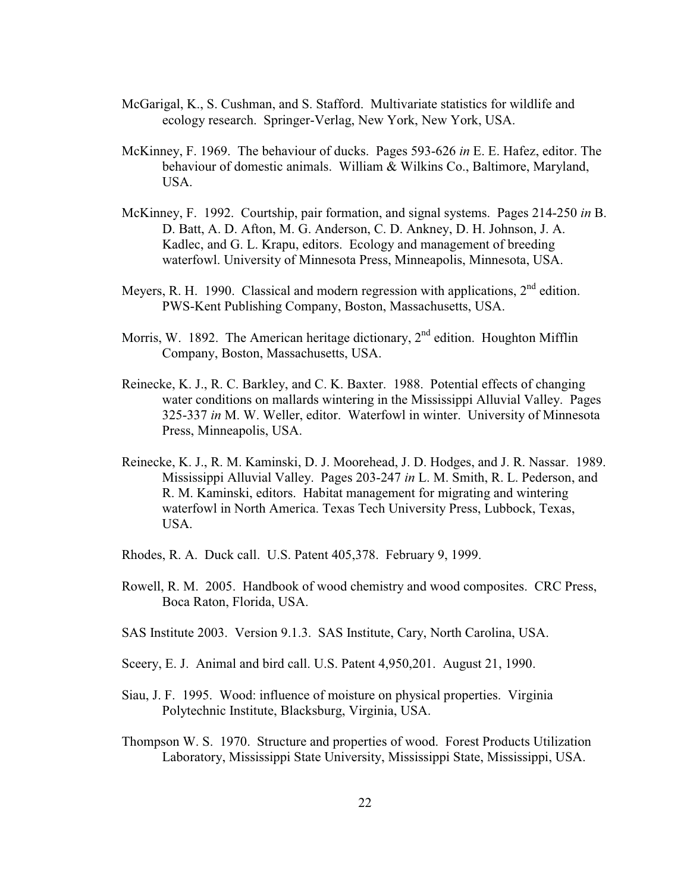McGarigal, K., S. Cushman, and S. Stafford. Multivariate statistics for wildlife and ecology research. Springer-Verlag, New York, New York, USA.

McKinney, F. 1969. The behaviour of ducks. Pages 593-626 *in* E. E. Hafez, editor. The behaviour of domestic animals. William & Wilkins Co., Baltimore, Maryland, USA.

McKinney, F. 1992. Courtship, pair formation, and signal systems. Pages 214-250 *in* B. D. Batt, A. D. Afton, M. G. Anderson, C. D. Ankney, D. H. Johnson, J. A. Kadlec, and G. L. Krapu, editors. Ecology and management of breeding waterfowl. University of Minnesota Press, Minneapolis, Minnesota, USA.

Meyers, R. H. 1990. Classical and modern regression with applications, 2nd edition. PWS-Kent Publishing Company, Boston, Massachusetts, USA.

Morris, W. 1892. The American heritage dictionary, 2nd edition. Houghton Mifflin Company, Boston, Massachusetts, USA.

Reinecke, K. J., R. C. Barkley, and C. K. Baxter. 1988. Potential effects of changing water conditions on mallards wintering in the Mississippi Alluvial Valley. Pages 325-337 *in* M. W. Weller, editor. Waterfowl in winter. University of Minnesota Press, Minneapolis, USA.

Reinecke, K. J., R. M. Kaminski, D. J. Moorehead, J. D. Hodges, and J. R. Nassar. 1989. Mississippi Alluvial Valley. Pages 203-247 *in* L. M. Smith, R. L. Pederson, and R. M. Kaminski, editors. Habitat management for migrating and wintering waterfowl in North America. Texas Tech University Press, Lubbock, Texas, USA.

Rhodes, R. A. Duck call. U.S. Patent 405,378. February 9, 1999.

Rowell, R. M. 2005. Handbook of wood chemistry and wood composites. CRC Press, Boca Raton, Florida, USA.

SAS Institute 2003. Version 9.1.3. SAS Institute, Cary, North Carolina, USA.

Sceery, E. J. Animal and bird call. U.S. Patent 4,950,201. August 21, 1990.

Siau, J. F. 1995. Wood: influence of moisture on physical properties. Virginia Polytechnic Institute, Blacksburg, Virginia, USA.

Thompson W. S. 1970. Structure and properties of wood. Forest Products Utilization Laboratory, Mississippi State University, Mississippi State, Mississippi, USA.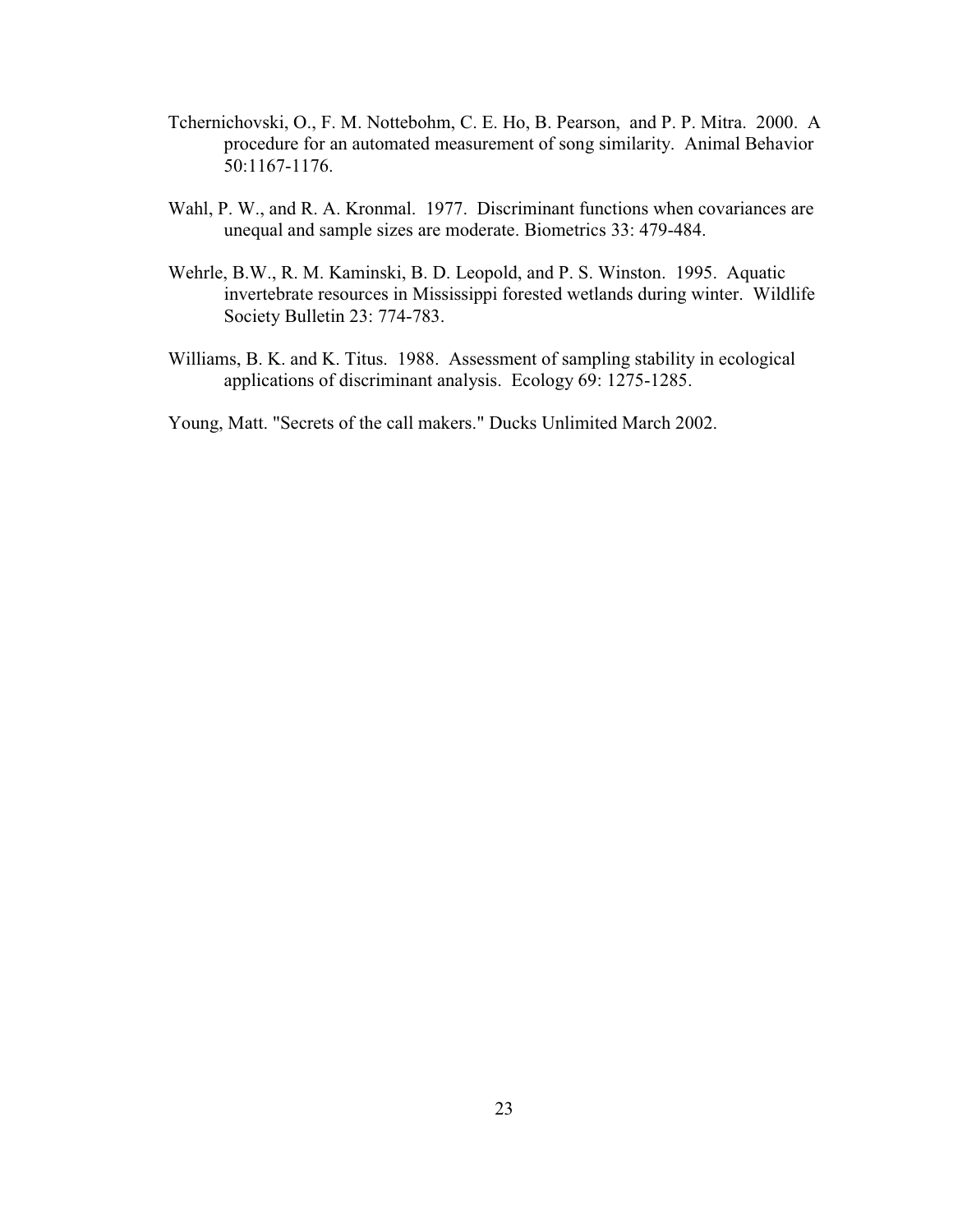Tchernichovski, O., F. M. Nottebohm, C. E. Ho, B. Pearson, and P. P. Mitra. 2000. A procedure for an automated measurement of song similarity. Animal Behavior 50:1167-1176.

Wahl, P. W., and R. A. Kronmal. 1977. Discriminant functions when covariances are unequal and sample sizes are moderate. Biometrics 33: 479-484.

Wehrle, B.W., R. M. Kaminski, B. D. Leopold, and P. S. Winston. 1995. Aquatic invertebrate resources in Mississippi forested wetlands during winter. Wildlife Society Bulletin 23: 774-783.

Williams, B. K. and K. Titus. 1988. Assessment of sampling stability in ecological applications of discriminant analysis. Ecology 69: 1275-1285.

Young, Matt. "Secrets of the call makers." Ducks Unlimited March 2002.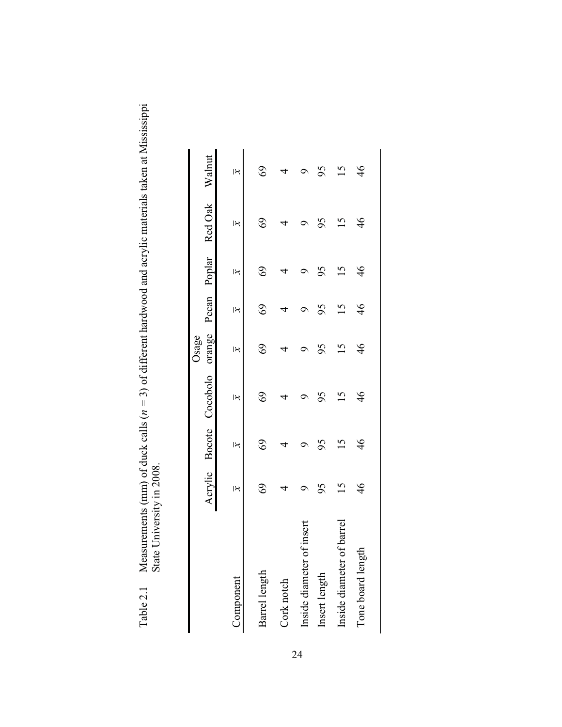Table 2.1 Measurements (mm) of duck calls ($n$ = 3) of different hardwood and acrylic materials taken at Mississippi State University in 2008.

| Component | Acrylic | Bocote | Cocobolo | Osage orange | Pecan | Poplar | Red Oak | Walnut |
|---|---|---|---|---|---|---|---|---|
| | $\bar{x}$ | $\bar{x}$ | $\bar{x}$ | $\bar{x}$ | $\bar{x}$ | $\bar{x}$ | $\bar{x}$ | $\bar{x}$ |
| Barrel length | 69 | 69 | 69 | 69 | 69 | 69 | 69 | 69 |
| Cork notch | 4 | 4 | 4 | 4 | 4 | 4 | 4 | 4 |
| Inside diameter of insert | 9 | 9 | 9 | 9 | 9 | 9 | 9 | 9 |
| Insert length | 95 | 95 | 95 | 95 | 95 | 95 | 95 | 95 |
| Inside diameter of barrel | 15 | 15 | 15 | 15 | 15 | 15 | 15 | 15 |
| Tone board length | 46 | 46 | 46 | 46 | 46 | 46 | 46 | 46 |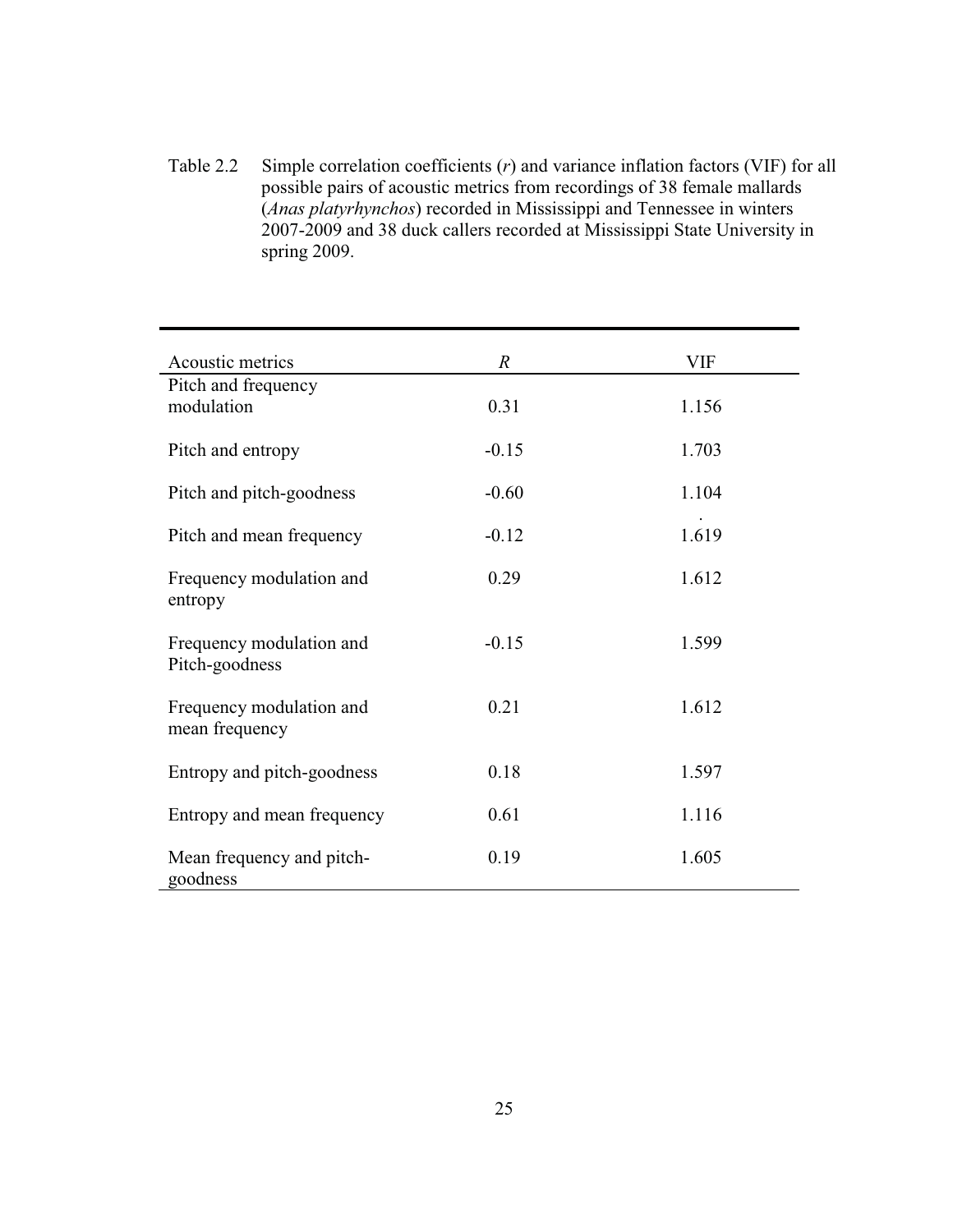Table 2.2 Simple correlation coefficients ($r$) and variance inflation factors (VIF) for all possible pairs of acoustic metrics from recordings of 38 female mallards (*Anas platyrhynchos*) recorded in Mississippi and Tennessee in winters 2007-2009 and 38 duck callers recorded at Mississippi State University in spring 2009.

| Acoustic metrics | $R$ | VIF |
|---|---|---|
| Pitch and frequency modulation | 0.31 | 1.156 |
| Pitch and entropy | -0.15 | 1.703 |
| Pitch and pitch-goodness | -0.60 | 1.104 |
| Pitch and mean frequency | -0.12 | 1.619 |
| Frequency modulation and entropy | 0.29 | 1.612 |
| Frequency modulation and Pitch-goodness | -0.15 | 1.599 |
| Frequency modulation and mean frequency | 0.21 | 1.612 |
| Entropy and pitch-goodness | 0.18 | 1.597 |
| Entropy and mean frequency | 0.61 | 1.116 |
| Mean frequency and pitch-goodness | 0.19 | 1.605 |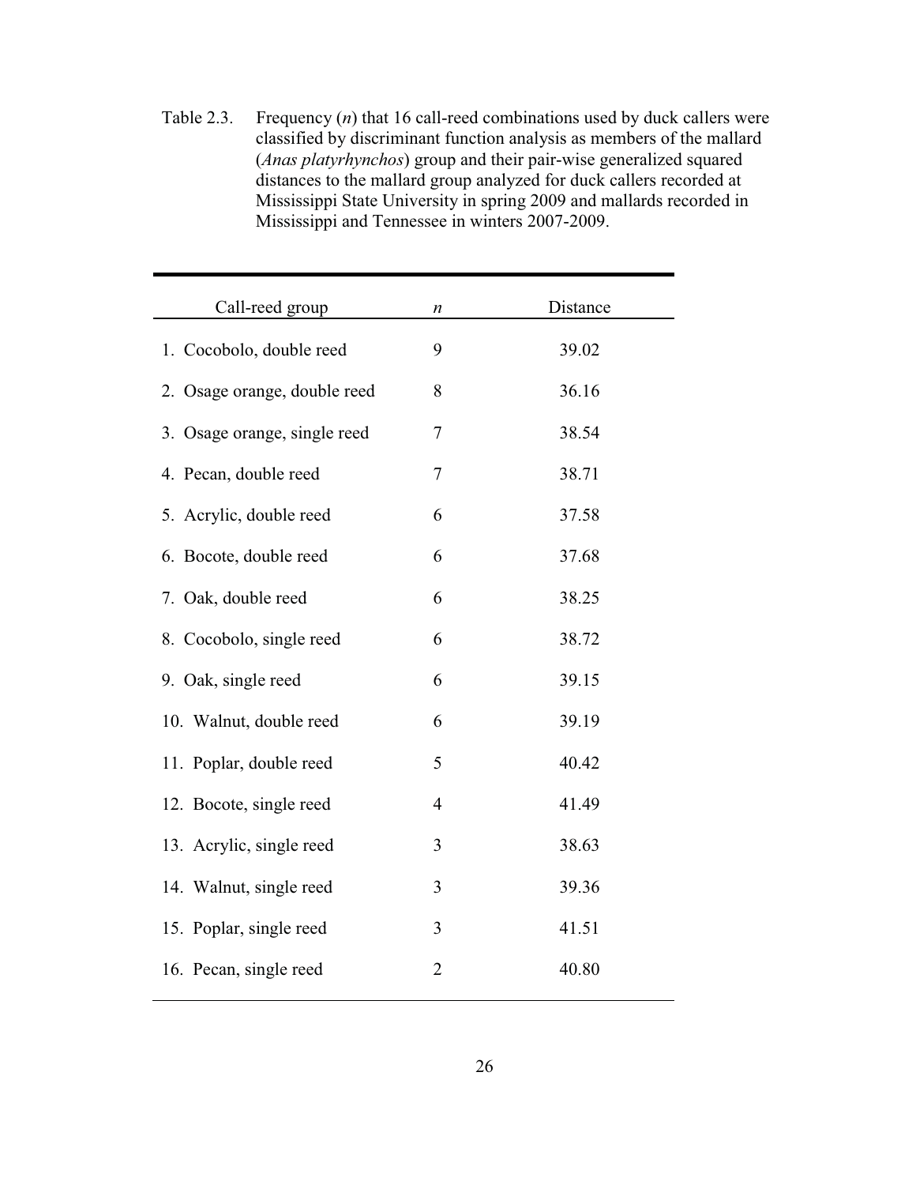Table 2.3. Frequency ($n$) that 16 call-reed combinations used by duck callers were classified by discriminant function analysis as members of the mallard (*Anas platyrhynchos*) group and their pair-wise generalized squared distances to the mallard group analyzed for duck callers recorded at Mississippi State University in spring 2009 and mallards recorded in Mississippi and Tennessee in winters 2007-2009.

| Call-reed group | $n$ | Distance |
|---|---|---|
| 1. Cocobolo, double reed | 9 | 39.02 |
| 2. Osage orange, double reed | 8 | 36.16 |
| 3. Osage orange, single reed | 7 | 38.54 |
| 4. Pecan, double reed | 7 | 38.71 |
| 5. Acrylic, double reed | 6 | 37.58 |
| 6. Bocote, double reed | 6 | 37.68 |
| 7. Oak, double reed | 6 | 38.25 |
| 8. Cocobolo, single reed | 6 | 38.72 |
| 9. Oak, single reed | 6 | 39.15 |
| 10. Walnut, double reed | 6 | 39.19 |
| 11. Poplar, double reed | 5 | 40.42 |
| 12. Bocote, single reed | 4 | 41.49 |
| 13. Acrylic, single reed | 3 | 38.63 |
| 14. Walnut, single reed | 3 | 39.36 |
| 15. Poplar, single reed | 3 | 41.51 |
| 16. Pecan, single reed | 2 | 40.80 |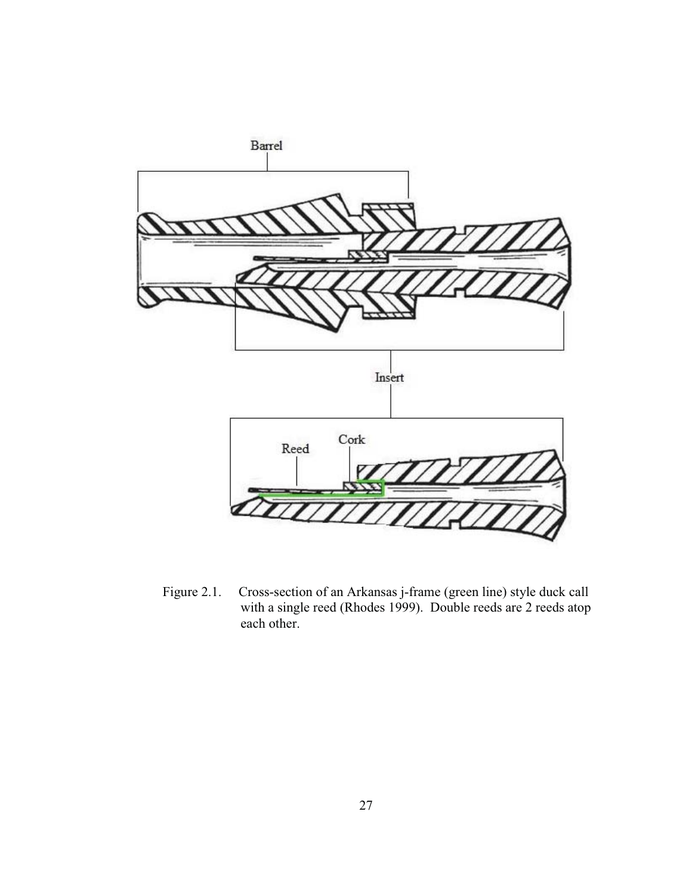Figure 2.1. Cross-section of an Arkansas j-frame (green line) style duck call with a single reed (Rhodes 1999). Double reeds are 2 reeds atop each other.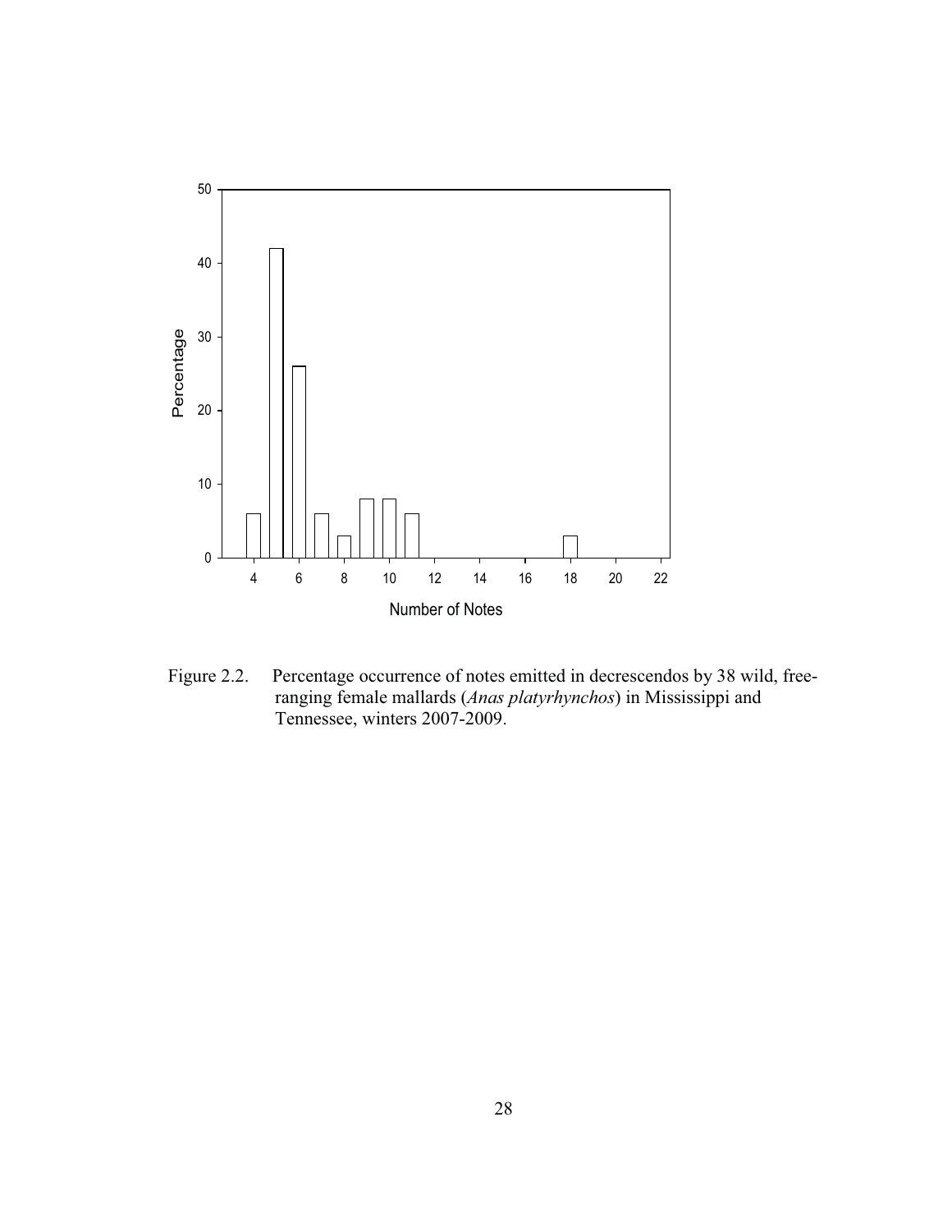Figure 2.2. Percentage occurrence of notes emitted in decrescendos by 38 wild, free-ranging female mallards (*Anas platyrhynchos*) in Mississippi and Tennessee, winters 2007-2009.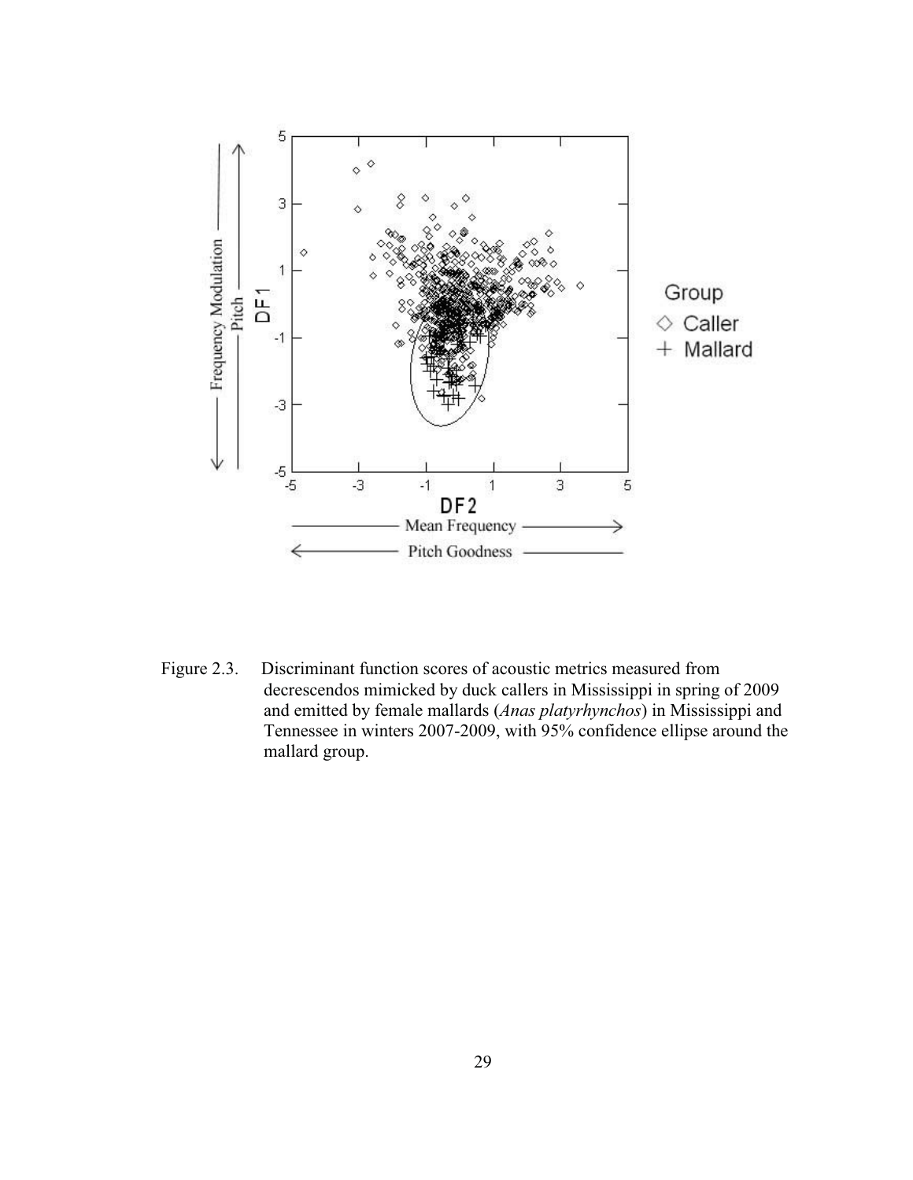Figure 2.3. Discriminant function scores of acoustic metrics measured from decrescendos mimicked by duck callers in Mississippi in spring of 2009 and emitted by female mallards (*Anas platyrhynchos*) in Mississippi and Tennessee in winters 2007-2009, with 95% confidence ellipse around the mallard group.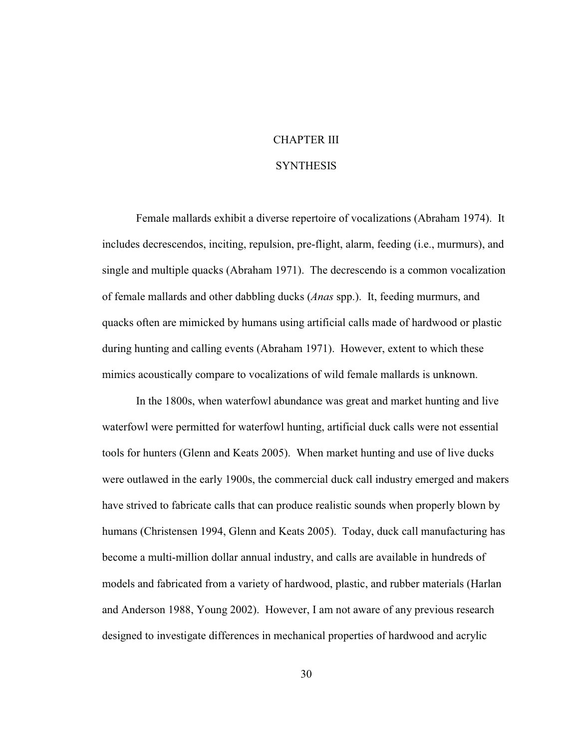# CHAPTER III

# SYNTHESIS

Female mallards exhibit a diverse repertoire of vocalizations (Abraham 1974). It includes decrescendos, inciting, repulsion, pre-flight, alarm, feeding (i.e., murmurs), and single and multiple quacks (Abraham 1971). The decrescendo is a common vocalization of female mallards and other dabbling ducks (*Anas* spp.). It, feeding murmurs, and quacks often are mimicked by humans using artificial calls made of hardwood or plastic during hunting and calling events (Abraham 1971). However, extent to which these mimics acoustically compare to vocalizations of wild female mallards is unknown.

In the 1800s, when waterfowl abundance was great and market hunting and live waterfowl were permitted for waterfowl hunting, artificial duck calls were not essential tools for hunters (Glenn and Keats 2005). When market hunting and use of live ducks were outlawed in the early 1900s, the commercial duck call industry emerged and makers have strived to fabricate calls that can produce realistic sounds when properly blown by humans (Christensen 1994, Glenn and Keats 2005). Today, duck call manufacturing has become a multi-million dollar annual industry, and calls are available in hundreds of models and fabricated from a variety of hardwood, plastic, and rubber materials (Harlan and Anderson 1988, Young 2002). However, I am not aware of any previous research designed to investigate differences in mechanical properties of hardwood and acrylic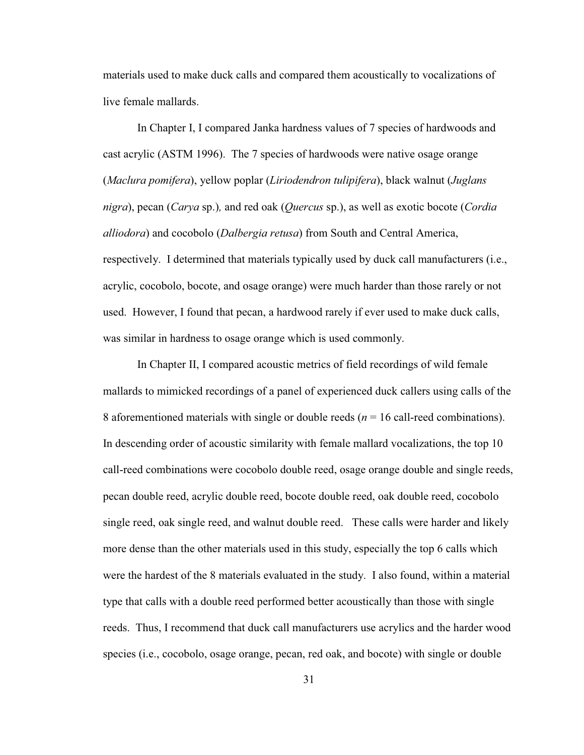materials used to make duck calls and compared them acoustically to vocalizations of live female mallards.

In Chapter I, I compared Janka hardness values of 7 species of hardwoods and cast acrylic (ASTM 1996). The 7 species of hardwoods were native osage orange (*Maclura pomifera*), yellow poplar (*Liriodendron tulipifera*), black walnut (*Juglans nigra*), pecan (*Carya* sp.)*,* and red oak (*Quercus* sp.), as well as exotic bocote (*Cordia alliodora*) and cocobolo (*Dalbergia retusa*) from South and Central America, respectively. I determined that materials typically used by duck call manufacturers (i.e., acrylic, cocobolo, bocote, and osage orange) were much harder than those rarely or not used. However, I found that pecan, a hardwood rarely if ever used to make duck calls, was similar in hardness to osage orange which is used commonly.

In Chapter II, I compared acoustic metrics of field recordings of wild female mallards to mimicked recordings of a panel of experienced duck callers using calls of the 8 aforementioned materials with single or double reeds ($n$ = 16 call-reed combinations). In descending order of acoustic similarity with female mallard vocalizations, the top 10 call-reed combinations were cocobolo double reed, osage orange double and single reeds, pecan double reed, acrylic double reed, bocote double reed, oak double reed, cocobolo single reed, oak single reed, and walnut double reed. These calls were harder and likely more dense than the other materials used in this study, especially the top 6 calls which were the hardest of the 8 materials evaluated in the study. I also found, within a material type that calls with a double reed performed better acoustically than those with single reeds. Thus, I recommend that duck call manufacturers use acrylics and the harder wood species (i.e., cocobolo, osage orange, pecan, red oak, and bocote) with single or double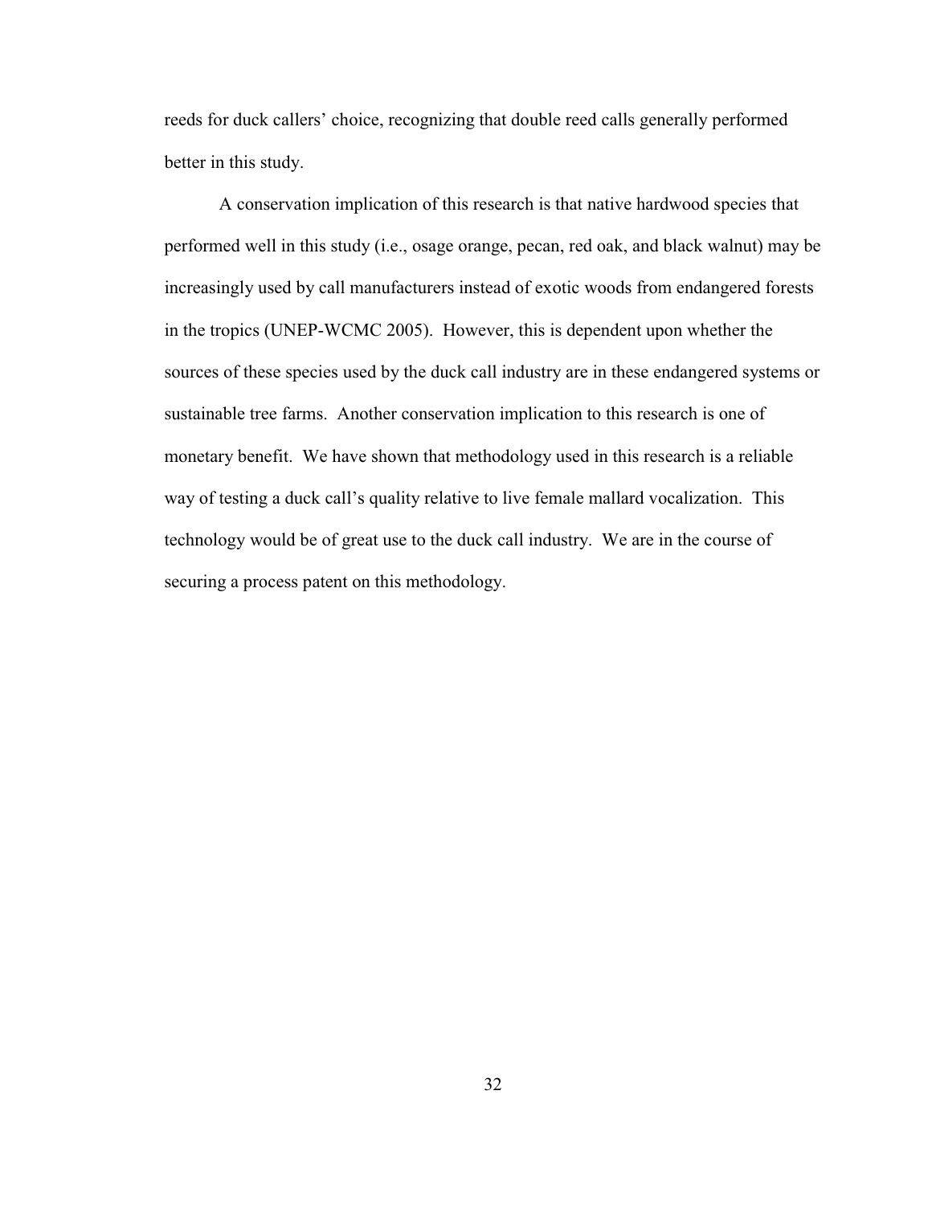reeds for duck callers' choice, recognizing that double reed calls generally performed better in this study.

A conservation implication of this research is that native hardwood species that performed well in this study (i.e., osage orange, pecan, red oak, and black walnut) may be increasingly used by call manufacturers instead of exotic woods from endangered forests in the tropics (UNEP-WCMC 2005). However, this is dependent upon whether the sources of these species used by the duck call industry are in these endangered systems or sustainable tree farms. Another conservation implication to this research is one of monetary benefit. We have shown that methodology used in this research is a reliable way of testing a duck call's quality relative to live female mallard vocalization. This technology would be of great use to the duck call industry. We are in the course of securing a process patent on this methodology.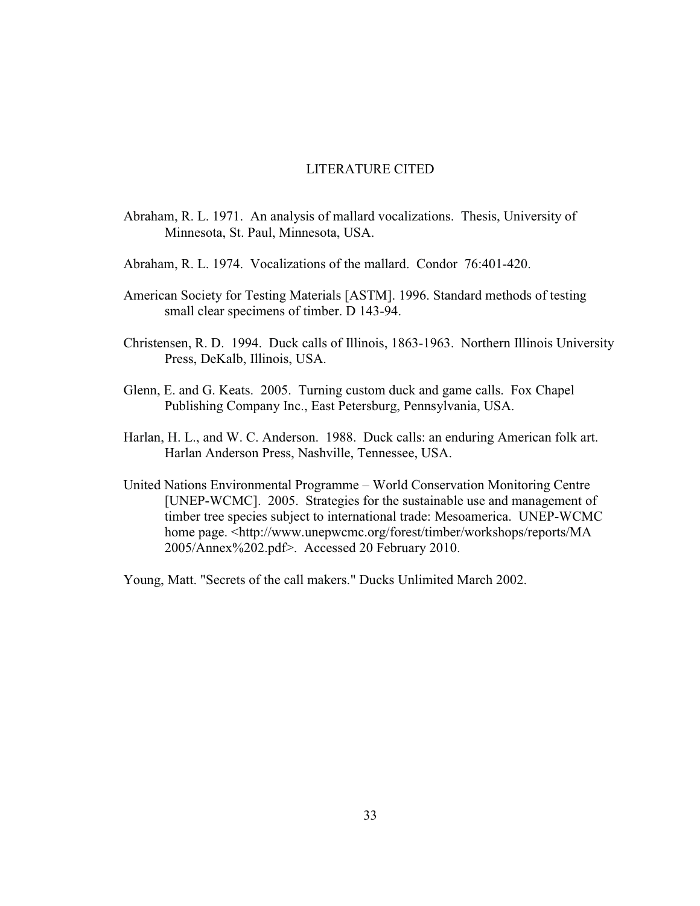# LITERATURE CITED

Abraham, R. L. 1971. An analysis of mallard vocalizations. Thesis, University of Minnesota, St. Paul, Minnesota, USA.

Abraham, R. L. 1974. Vocalizations of the mallard. Condor 76:401-420.

American Society for Testing Materials [ASTM]. 1996. Standard methods of testing small clear specimens of timber. D 143-94.

Christensen, R. D. 1994. Duck calls of Illinois, 1863-1963. Northern Illinois University Press, DeKalb, Illinois, USA.

Glenn, E. and G. Keats. 2005. Turning custom duck and game calls. Fox Chapel Publishing Company Inc., East Petersburg, Pennsylvania, USA.

Harlan, H. L., and W. C. Anderson. 1988. Duck calls: an enduring American folk art. Harlan Anderson Press, Nashville, Tennessee, USA.

United Nations Environmental Programme – World Conservation Monitoring Centre [UNEP-WCMC]. 2005. Strategies for the sustainable use and management of timber tree species subject to international trade: Mesoamerica. UNEP-WCMC home page. <http://www.unepwcmc.org/forest/timber/workshops/reports/MA 2005/Annex%202.pdf>. Accessed 20 February 2010.

Young, Matt. "Secrets of the call makers." Ducks Unlimited March 2002.